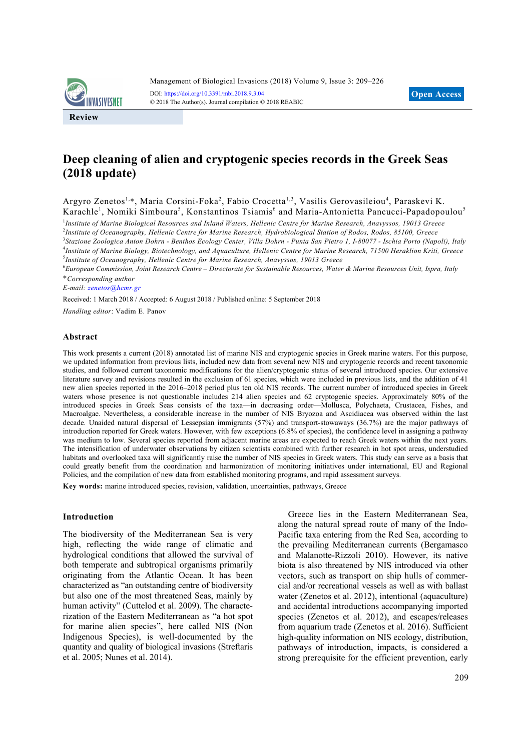Review

# Deep cleaning of alien and cryptogenic species records in the Greek Seas (2018 update)

Argyro Zenetos[1,*], Maria Corsini-Foka[2], Fabio Crocetta[1,3], Vasilis Gerovasileiou[4], Paraskevi K. Karachle[1], Nomiki Simboura[5], Konstantinos Tsiamis[6] and Maria-Antonietta Pancucci-Papadopoulou[5]

[1]*Institute of Marine Biological Resources and Inland Waters, Hellenic Centre for Marine Research, Anavyssos, 19013 Greece*
[2]*Institute of Oceanography, Hellenic Centre for Marine Research, Hydrobiological Station of Rodos, Rodos, 85100, Greece*
[3]*Stazione Zoologica Anton Dohrn - Benthos Ecology Center, Villa Dohrn - Punta San Pietro 1, I-80077 - Ischia Porto (Napoli), Italy*
[4]*Institute of Marine Biology, Biotechnology, and Aquaculture, Hellenic Centre for Marine Research, 71500 Heraklion Kriti, Greece*
[5]*Institute of Oceanography, Hellenic Centre for Marine Research, Anavyssos, 19013 Greece*
[6]*European Commission, Joint Research Centre – Directorate for Sustainable Resources, Water & Marine Resources Unit, Ispra, Italy*
*\*Corresponding author*
*E-mail: zenetos@hcmr.gr*

Received: 1 March 2018 / Accepted: 6 August 2018 / Published online: 5 September 2018

*Handling editor*: Vadim E. Panov

## Abstract

This work presents a current (2018) annotated list of marine NIS and cryptogenic species in Greek marine waters. For this purpose, we updated information from previous lists, included new data from several new NIS and cryptogenic records and recent taxonomic studies, and followed current taxonomic modifications for the alien/cryptogenic status of several introduced species. Our extensive literature survey and revisions resulted in the exclusion of 61 species, which were included in previous lists, and the addition of 41 new alien species reported in the 2016–2018 period plus ten old NIS records. The current number of introduced species in Greek waters whose presence is not questionable includes 214 alien species and 62 cryptogenic species. Approximately 80% of the introduced species in Greek Seas consists of the taxa—in decreasing order—Mollusca, Polychaeta, Crustacea, Fishes, and Macroalgae. Nevertheless, a considerable increase in the number of NIS Bryozoa and Ascidiacea was observed within the last decade. Unaided natural dispersal of Lessepsian immigrants (57%) and transport-stowaways (36.7%) are the major pathways of introduction reported for Greek waters. However, with few exceptions (6.8% of species), the confidence level in assigning a pathway was medium to low. Several species reported from adjacent marine areas are expected to reach Greek waters within the next years. The intensification of underwater observations by citizen scientists combined with further research in hot spot areas, understudied habitats and overlooked taxa will significantly raise the number of NIS species in Greek waters. This study can serve as a basis that could greatly benefit from the coordination and harmonization of monitoring initiatives under international, EU and Regional Policies, and the compilation of new data from established monitoring programs, and rapid assessment surveys.

**Key words:** marine introduced species, revision, validation, uncertainties, pathways, Greece

## Introduction

The biodiversity of the Mediterranean Sea is very high, reflecting the wide range of climatic and hydrological conditions that allowed the survival of both temperate and subtropical organisms primarily originating from the Atlantic Ocean. It has been characterized as "an outstanding centre of biodiversity but also one of the most threatened Seas, mainly by human activity" (Cuttelod et al. 2009). The characterization of the Eastern Mediterranean as "a hot spot for marine alien species", here called NIS (Non Indigenous Species), is well-documented by the quantity and quality of biological invasions (Streftaris et al. 2005; Nunes et al. 2014).

Greece lies in the Eastern Mediterranean Sea, along the natural spread route of many of the Indo-Pacific taxa entering from the Red Sea, according to the prevailing Mediterranean currents (Bergamasco and Malanotte-Rizzoli 2010). However, its native biota is also threatened by NIS introduced via other vectors, such as transport on ship hulls of commercial and/or recreational vessels as well as with ballast water (Zenetos et al. 2012), intentional (aquaculture) and accidental introductions accompanying imported species (Zenetos et al. 2012), and escapes/releases from aquarium trade (Zenetos et al. 2016). Sufficient high-quality information on NIS ecology, distribution, pathways of introduction, impacts, is considered a strong prerequisite for the efficient prevention, early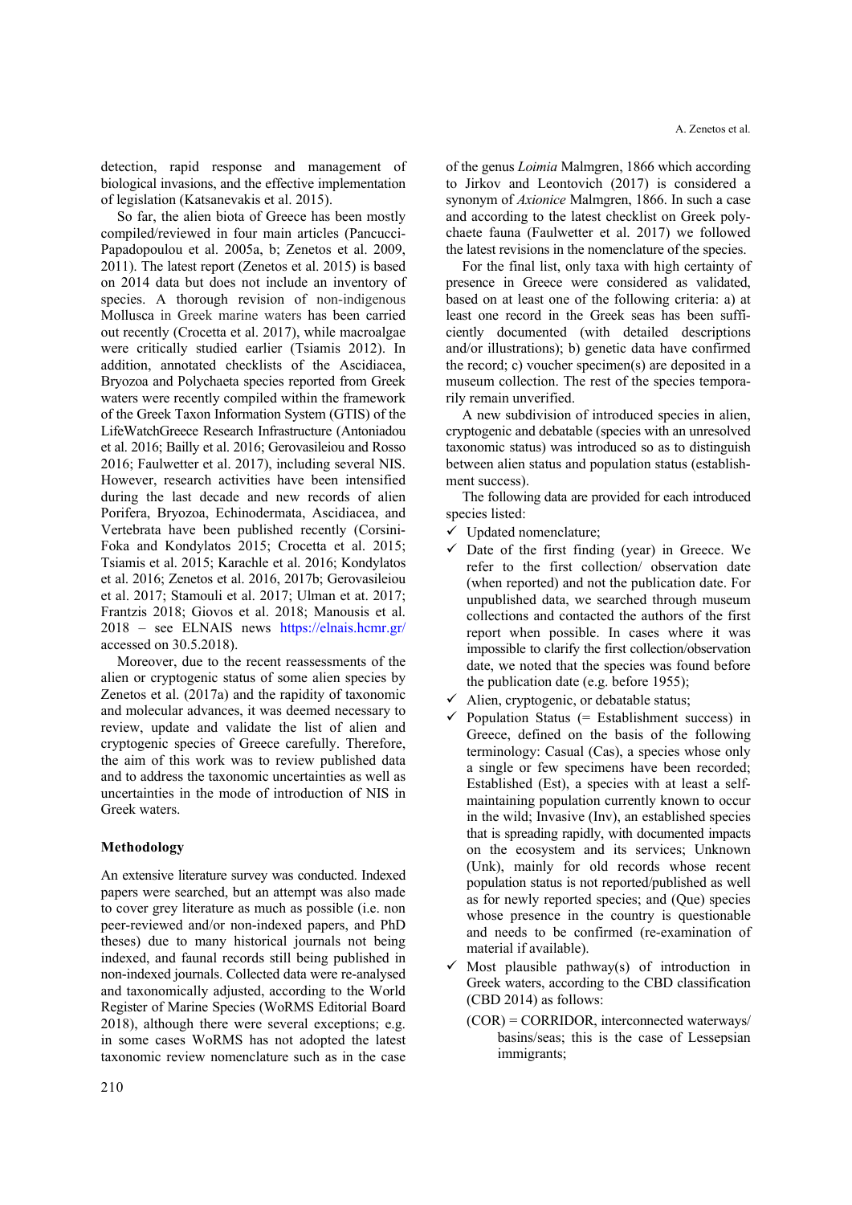detection, rapid response and management of biological invasions, and the effective implementation of legislation (Katsanevakis et al. 2015).

So far, the alien biota of Greece has been mostly compiled/reviewed in four main articles (Pancucci-Papadopoulou et al. 2005a, b; Zenetos et al. 2009, 2011). The latest report (Zenetos et al. 2015) is based on 2014 data but does not include an inventory of species. A thorough revision of non-indigenous Mollusca in Greek marine waters has been carried out recently (Crocetta et al. 2017), while macroalgae were critically studied earlier (Tsiamis 2012). In addition, annotated checklists of the Ascidiacea, Bryozoa and Polychaeta species reported from Greek waters were recently compiled within the framework of the Greek Taxon Information System (GTIS) of the LifeWatchGreece Research Infrastructure (Antoniadou et al. 2016; Bailly et al. 2016; Gerovasileiou and Rosso 2016; Faulwetter et al. 2017), including several NIS. However, research activities have been intensified during the last decade and new records of alien Porifera, Bryozoa, Echinodermata, Ascidiacea, and Vertebrata have been published recently (Corsini-Foka and Kondylatos 2015; Crocetta et al. 2015; Tsiamis et al. 2015; Karachle et al. 2016; Kondylatos et al. 2016; Zenetos et al. 2016, 2017b; Gerovasileiou et al. 2017; Stamouli et al. 2017; Ulman et at. 2017; Frantzis 2018; Giovos et al. 2018; Manousis et al. 2018 – see ELNAIS news https://elnais.hcmr.gr/ accessed on 30.5.2018).

Moreover, due to the recent reassessments of the alien or cryptogenic status of some alien species by Zenetos et al. (2017a) and the rapidity of taxonomic and molecular advances, it was deemed necessary to review, update and validate the list of alien and cryptogenic species of Greece carefully. Therefore, the aim of this work was to review published data and to address the taxonomic uncertainties as well as uncertainties in the mode of introduction of NIS in Greek waters.

## Methodology

An extensive literature survey was conducted. Indexed papers were searched, but an attempt was also made to cover grey literature as much as possible (i.e. non peer-reviewed and/or non-indexed papers, and PhD theses) due to many historical journals not being indexed, and faunal records still being published in non-indexed journals. Collected data were re-analysed and taxonomically adjusted, according to the World Register of Marine Species (WoRMS Editorial Board 2018), although there were several exceptions; e.g. in some cases WoRMS has not adopted the latest taxonomic review nomenclature such as in the case of the genus *Loimia* Malmgren, 1866 which according to Jirkov and Leontovich (2017) is considered a synonym of *Axionice* Malmgren, 1866. In such a case and according to the latest checklist on Greek polychaete fauna (Faulwetter et al. 2017) we followed the latest revisions in the nomenclature of the species.

For the final list, only taxa with high certainty of presence in Greece were considered as validated, based on at least one of the following criteria: a) at least one record in the Greek seas has been sufficiently documented (with detailed descriptions and/or illustrations); b) genetic data have confirmed the record; c) voucher specimen(s) are deposited in a museum collection. The rest of the species temporarily remain unverified.

A new subdivision of introduced species in alien, cryptogenic and debatable (species with an unresolved taxonomic status) was introduced so as to distinguish between alien status and population status (establishment success).

The following data are provided for each introduced species listed:

- ✓ Updated nomenclature;
- ✓ Date of the first finding (year) in Greece. We refer to the first collection/ observation date (when reported) and not the publication date. For unpublished data, we searched through museum collections and contacted the authors of the first report when possible. In cases where it was impossible to clarify the first collection/observation date, we noted that the species was found before the publication date (e.g. before 1955);
- ✓ Alien, cryptogenic, or debatable status;
- ✓ Population Status (= Establishment success) in Greece, defined on the basis of the following terminology: Casual (Cas), a species whose only a single or few specimens have been recorded; Established (Est), a species with at least a self-maintaining population currently known to occur in the wild; Invasive (Inv), an established species that is spreading rapidly, with documented impacts on the ecosystem and its services; Unknown (Unk), mainly for old records whose recent population status is not reported/published as well as for newly reported species; and (Que) species whose presence in the country is questionable and needs to be confirmed (re-examination of material if available).
- ✓ Most plausible pathway(s) of introduction in Greek waters, according to the CBD classification (CBD 2014) as follows:

  (COR) = CORRIDOR, interconnected waterways/ basins/seas; this is the case of Lessepsian immigrants;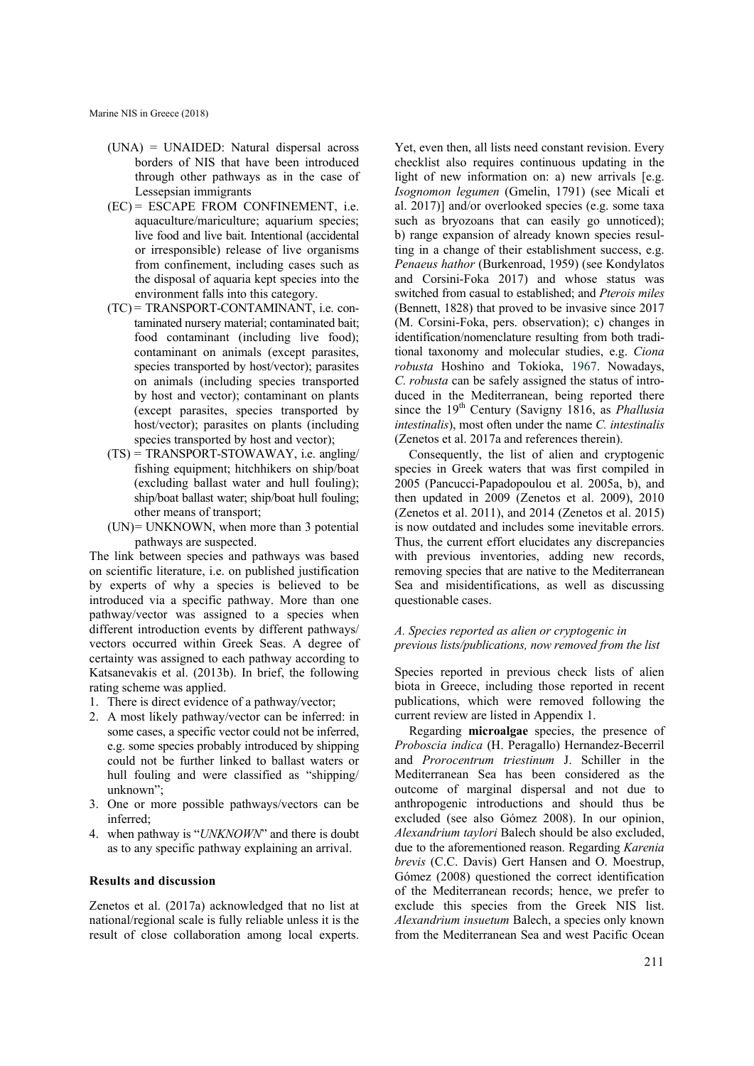- (UNA) = UNAIDED: Natural dispersal across borders of NIS that have been introduced through other pathways as in the case of Lessepsian immigrants
- (EC) = ESCAPE FROM CONFINEMENT, i.e. aquaculture/mariculture; aquarium species; live food and live bait. Intentional (accidental or irresponsible) release of live organisms from confinement, including cases such as the disposal of aquaria kept species into the environment falls into this category.
- (TC) = TRANSPORT-CONTAMINANT, i.e. contaminated nursery material; contaminated bait; food contaminant (including live food); contaminant on animals (except parasites, species transported by host/vector); parasites on animals (including species transported by host and vector); contaminant on plants (except parasites, species transported by host/vector); parasites on plants (including species transported by host and vector);
- (TS) = TRANSPORT-STOWAWAY, i.e. angling/fishing equipment; hitchhikers on ship/boat (excluding ballast water and hull fouling); ship/boat ballast water; ship/boat hull fouling; other means of transport;
- (UN)= UNKNOWN, when more than 3 potential pathways are suspected.

The link between species and pathways was based on scientific literature, i.e. on published justification by experts of why a species is believed to be introduced via a specific pathway. More than one pathway/vector was assigned to a species when different introduction events by different pathways/vectors occurred within Greek Seas. A degree of certainty was assigned to each pathway according to Katsanevakis et al. (2013b). In brief, the following rating scheme was applied.

1. There is direct evidence of a pathway/vector;
2. A most likely pathway/vector can be inferred: in some cases, a specific vector could not be inferred, e.g. some species probably introduced by shipping could not be further linked to ballast waters or hull fouling and were classified as "shipping/unknown";
3. One or more possible pathways/vectors can be inferred;
4. when pathway is "*UNKNOWN*" and there is doubt as to any specific pathway explaining an arrival.

## Results and discussion

Zenetos et al. (2017a) acknowledged that no list at national/regional scale is fully reliable unless it is the result of close collaboration among local experts. Yet, even then, all lists need constant revision. Every checklist also requires continuous updating in the light of new information on: a) new arrivals [e.g. *Isognomon legumen* (Gmelin, 1791) (see Micali et al. 2017)] and/or overlooked species (e.g. some taxa such as bryozoans that can easily go unnoticed); b) range expansion of already known species resulting in a change of their establishment success, e.g. *Penaeus hathor* (Burkenroad, 1959) (see Kondylatos and Corsini-Foka 2017) and whose status was switched from casual to established; and *Pterois miles* (Bennett, 1828) that proved to be invasive since 2017 (M. Corsini-Foka, pers. observation); c) changes in identification/nomenclature resulting from both traditional taxonomy and molecular studies, e.g. *Ciona robusta* Hoshino and Tokioka, 1967. Nowadays, *C. robusta* can be safely assigned the status of introduced in the Mediterranean, being reported there since the 19th Century (Savigny 1816, as *Phallusia intestinalis*), most often under the name *C. intestinalis* (Zenetos et al. 2017a and references therein).

Consequently, the list of alien and cryptogenic species in Greek waters that was first compiled in 2005 (Pancucci-Papadopoulou et al. 2005a, b), and then updated in 2009 (Zenetos et al. 2009), 2010 (Zenetos et al. 2011), and 2014 (Zenetos et al. 2015) is now outdated and includes some inevitable errors. Thus, the current effort elucidates any discrepancies with previous inventories, adding new records, removing species that are native to the Mediterranean Sea and misidentifications, as well as discussing questionable cases.

### *A. Species reported as alien or cryptogenic in previous lists/publications, now removed from the list*

Species reported in previous check lists of alien biota in Greece, including those reported in recent publications, which were removed following the current review are listed in Appendix 1.

Regarding **microalgae** species, the presence of *Proboscia indica* (H. Peragallo) Hernandez-Becerril and *Prorocentrum triestinum* J. Schiller in the Mediterranean Sea has been considered as the outcome of marginal dispersal and not due to anthropogenic introductions and should thus be excluded (see also Gómez 2008). In our opinion, *Alexandrium taylori* Balech should be also excluded, due to the aforementioned reason. Regarding *Karenia brevis* (C.C. Davis) Gert Hansen and O. Moestrup, Gómez (2008) questioned the correct identification of the Mediterranean records; hence, we prefer to exclude this species from the Greek NIS list. *Alexandrium insuetum* Balech, a species only known from the Mediterranean Sea and west Pacific Ocean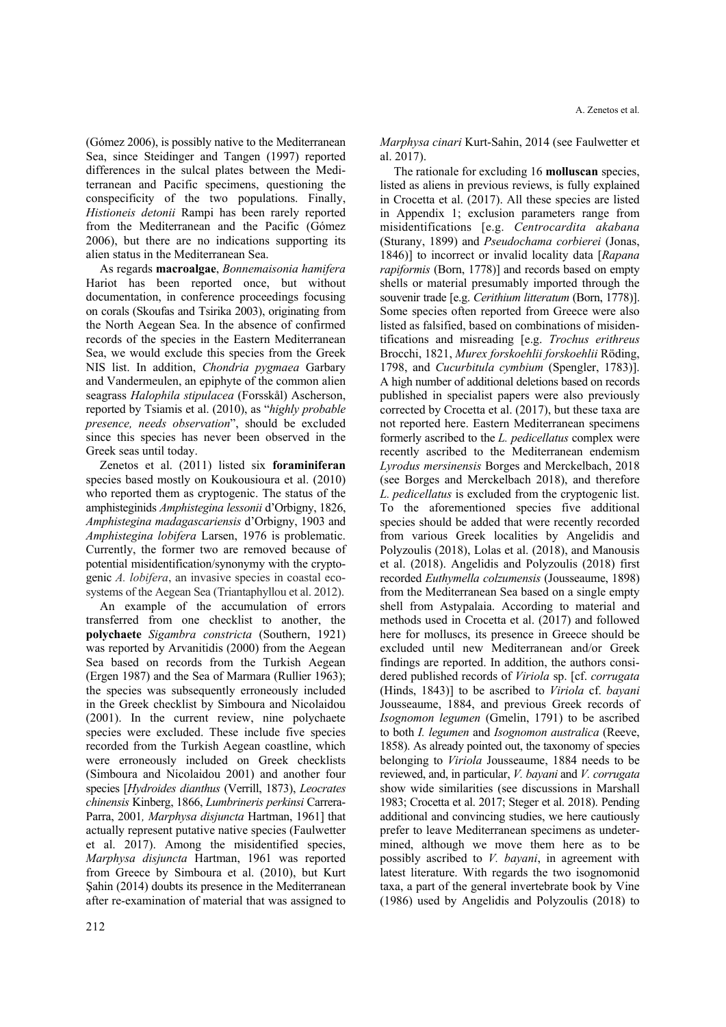(Gómez 2006), is possibly native to the Mediterranean Sea, since Steidinger and Tangen (1997) reported differences in the sulcal plates between the Mediterranean and Pacific specimens, questioning the conspecificity of the two populations. Finally, *Histioneis detonii* Rampi has been rarely reported from the Mediterranean and the Pacific (Gómez 2006), but there are no indications supporting its alien status in the Mediterranean Sea.

As regards **macroalgae**, *Bonnemaisonia hamifera* Hariot has been reported once, but without documentation, in conference proceedings focusing on corals (Skoufas and Tsirika 2003), originating from the North Aegean Sea. In the absence of confirmed records of the species in the Eastern Mediterranean Sea, we would exclude this species from the Greek NIS list. In addition, *Chondria pygmaea* Garbary and Vandermeulen, an epiphyte of the common alien seagrass *Halophila stipulacea* (Forsskål) Ascherson, reported by Tsiamis et al. (2010), as "*highly probable presence, needs observation*", should be excluded since this species has never been observed in the Greek seas until today.

Zenetos et al. (2011) listed six **foraminiferan** species based mostly on Koukousioura et al. (2010) who reported them as cryptogenic. The status of the amphisteginids *Amphistegina lessonii* d'Orbigny, 1826, *Amphistegina madagascariensis* d'Orbigny, 1903 and *Amphistegina lobifera* Larsen, 1976 is problematic. Currently, the former two are removed because of potential misidentification/synonymy with the cryptogenic *A. lobifera*, an invasive species in coastal ecosystems of the Aegean Sea (Triantaphyllou et al. 2012).

An example of the accumulation of errors transferred from one checklist to another, the **polychaete** *Sigambra constricta* (Southern, 1921) was reported by Arvanitidis (2000) from the Aegean Sea based on records from the Turkish Aegean (Ergen 1987) and the Sea of Marmara (Rullier 1963); the species was subsequently erroneously included in the Greek checklist by Simboura and Nicolaidou (2001). In the current review, nine polychaete species were excluded. These include five species recorded from the Turkish Aegean coastline, which were erroneously included on Greek checklists (Simboura and Nicolaidou 2001) and another four species [*Hydroides dianthus* (Verrill, 1873), *Leocrates chinensis* Kinberg, 1866, *Lumbrineris perkinsi* Carrera-Parra, 2001, *Marphysa disjuncta* Hartman, 1961] that actually represent putative native species (Faulwetter et al. 2017). Among the misidentified species, *Marphysa disjuncta* Hartman, 1961 was reported from Greece by Simboura et al. (2010), but Kurt Şahin (2014) doubts its presence in the Mediterranean after re-examination of material that was assigned to *Marphysa cinari* Kurt-Sahin, 2014 (see Faulwetter et al. 2017).

The rationale for excluding 16 **molluscan** species, listed as aliens in previous reviews, is fully explained in Crocetta et al. (2017). All these species are listed in Appendix 1; exclusion parameters range from misidentifications [e.g. *Centrocardita akabana* (Sturany, 1899) and *Pseudochama corbierei* (Jonas, 1846)] to incorrect or invalid locality data [*Rapana rapiformis* (Born, 1778)] and records based on empty shells or material presumably imported through the souvenir trade [e.g. *Cerithium litteratum* (Born, 1778)]. Some species often reported from Greece were also listed as falsified, based on combinations of misidentifications and misreading [e.g. *Trochus erithreus* Brocchi, 1821, *Murex forskoehlii forskoehlii* Röding, 1798, and *Cucurbitula cymbium* (Spengler, 1783)]. A high number of additional deletions based on records published in specialist papers were also previously corrected by Crocetta et al. (2017), but these taxa are not reported here. Eastern Mediterranean specimens formerly ascribed to the *L. pedicellatus* complex were recently ascribed to the Mediterranean endemism *Lyrodus mersinensis* Borges and Merckelbach, 2018 (see Borges and Merckelbach 2018), and therefore *L. pedicellatus* is excluded from the cryptogenic list. To the aforementioned species five additional species should be added that were recently recorded from various Greek localities by Angelidis and Polyzoulis (2018), Lolas et al. (2018), and Manousis et al. (2018). Angelidis and Polyzoulis (2018) first recorded *Euthymella colzumensis* (Jousseaume, 1898) from the Mediterranean Sea based on a single empty shell from Astypalaia. According to material and methods used in Crocetta et al. (2017) and followed here for molluscs, its presence in Greece should be excluded until new Mediterranean and/or Greek findings are reported. In addition, the authors considered published records of *Viriola* sp. [cf. *corrugata* (Hinds, 1843)] to be ascribed to *Viriola* cf. *bayani* Jousseaume, 1884, and previous Greek records of *Isognomon legumen* (Gmelin, 1791) to be ascribed to both *I. legumen* and *Isognomon australica* (Reeve, 1858). As already pointed out, the taxonomy of species belonging to *Viriola* Jousseaume, 1884 needs to be reviewed, and, in particular, *V. bayani* and *V. corrugata* show wide similarities (see discussions in Marshall 1983; Crocetta et al. 2017; Steger et al. 2018). Pending additional and convincing studies, we here cautiously prefer to leave Mediterranean specimens as undetermined, although we move them here as to be possibly ascribed to *V. bayani*, in agreement with latest literature. With regards the two isognomonid taxa, a part of the general invertebrate book by Vine (1986) used by Angelidis and Polyzoulis (2018) to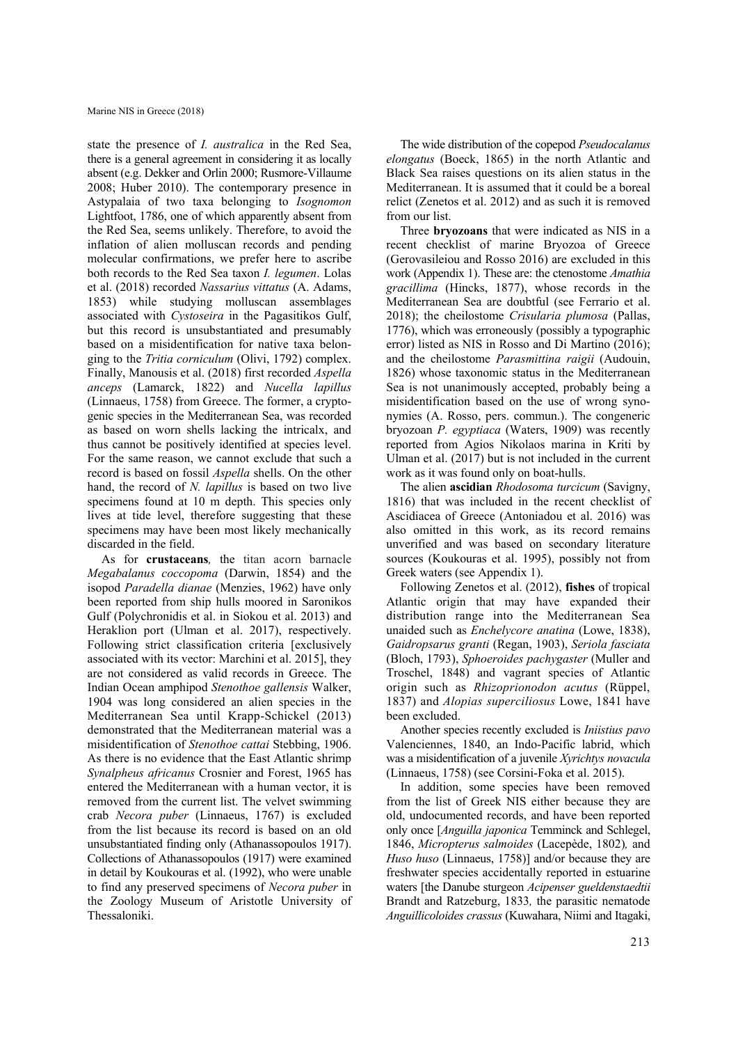state the presence of *I. australica* in the Red Sea, there is a general agreement in considering it as locally absent (e.g. Dekker and Orlin 2000; Rusmore-Villaume 2008; Huber 2010). The contemporary presence in Astypalaia of two taxa belonging to *Isognomon* Lightfoot, 1786, one of which apparently absent from the Red Sea, seems unlikely. Therefore, to avoid the inflation of alien molluscan records and pending molecular confirmations, we prefer here to ascribe both records to the Red Sea taxon *I. legumen*. Lolas et al. (2018) recorded *Nassarius vittatus* (A. Adams, 1853) while studying molluscan assemblages associated with *Cystoseira* in the Pagasitikos Gulf, but this record is unsubstantiated and presumably based on a misidentification for native taxa belonging to the *Tritia corniculum* (Olivi, 1792) complex. Finally, Manousis et al. (2018) first recorded *Aspella anceps* (Lamarck, 1822) and *Nucella lapillus* (Linnaeus, 1758) from Greece. The former, a cryptogenic species in the Mediterranean Sea, was recorded as based on worn shells lacking the intricalx, and thus cannot be positively identified at species level. For the same reason, we cannot exclude that such a record is based on fossil *Aspella* shells. On the other hand, the record of *N. lapillus* is based on two live specimens found at 10 m depth. This species only lives at tide level, therefore suggesting that these specimens may have been most likely mechanically discarded in the field.

As for **crustaceans***,* the titan acorn barnacle *Megabalanus coccopoma* (Darwin, 1854) and the isopod *Paradella dianae* (Menzies, 1962) have only been reported from ship hulls moored in Saronikos Gulf (Polychronidis et al. in Siokou et al. 2013) and Heraklion port (Ulman et al. 2017), respectively. Following strict classification criteria [exclusively associated with its vector: Marchini et al. 2015], they are not considered as valid records in Greece. The Indian Ocean amphipod *Stenothoe gallensis* Walker, 1904 was long considered an alien species in the Mediterranean Sea until Krapp-Schickel (2013) demonstrated that the Mediterranean material was a misidentification of *Stenothoe cattai* Stebbing, 1906. As there is no evidence that the East Atlantic shrimp *Synalpheus africanus* Crosnier and Forest, 1965 has entered the Mediterranean with a human vector, it is removed from the current list. The velvet swimming crab *Necora puber* (Linnaeus, 1767) is excluded from the list because its record is based on an old unsubstantiated finding only (Athanassopoulos 1917). Collections of Athanassopoulos (1917) were examined in detail by Koukouras et al. (1992), who were unable to find any preserved specimens of *Necora puber* in the Zoology Museum of Aristotle University of Thessaloniki.

The wide distribution of the copepod *Pseudocalanus elongatus* (Boeck, 1865) in the north Atlantic and Black Sea raises questions on its alien status in the Mediterranean. It is assumed that it could be a boreal relict (Zenetos et al. 2012) and as such it is removed from our list.

Three **bryozoans** that were indicated as NIS in a recent checklist of marine Bryozoa of Greece (Gerovasileiou and Rosso 2016) are excluded in this work (Appendix 1). These are: the ctenostome *Amathia gracillima* (Hincks, 1877), whose records in the Mediterranean Sea are doubtful (see Ferrario et al. 2018); the cheilostome *Crisularia plumosa* (Pallas, 1776), which was erroneously (possibly a typographic error) listed as NIS in Rosso and Di Martino (2016); and the cheilostome *Parasmittina raigii* (Audouin, 1826) whose taxonomic status in the Mediterranean Sea is not unanimously accepted, probably being a misidentification based on the use of wrong synonymies (A. Rosso, pers. commun.). The congeneric bryozoan *P. egyptiaca* (Waters, 1909) was recently reported from Agios Nikolaos marina in Kriti by Ulman et al. (2017) but is not included in the current work as it was found only on boat-hulls.

The alien **ascidian** *Rhodosoma turcicum* (Savigny, 1816) that was included in the recent checklist of Ascidiacea of Greece (Antoniadou et al. 2016) was also omitted in this work, as its record remains unverified and was based on secondary literature sources (Koukouras et al. 1995), possibly not from Greek waters (see Appendix 1).

Following Zenetos et al. (2012), **fishes** of tropical Atlantic origin that may have expanded their distribution range into the Mediterranean Sea unaided such as *Enchelycore anatina* (Lowe, 1838), *Gaidropsarus granti* (Regan, 1903), *Seriola fasciata* (Bloch, 1793), *Sphoeroides pachygaster* (Muller and Troschel, 1848) and vagrant species of Atlantic origin such as *Rhizoprionodon acutus* (Rüppel, 1837) and *Alopias superciliosus* Lowe, 1841 have been excluded.

Another species recently excluded is *Iniistius pavo* Valenciennes, 1840, an Indo-Pacific labrid, which was a misidentification of a juvenile *Xyrichtys novacula* (Linnaeus, 1758) (see Corsini-Foka et al. 2015).

In addition, some species have been removed from the list of Greek NIS either because they are old, undocumented records, and have been reported only once [*Anguilla japonica* Temminck and Schlegel, 1846, *Micropterus salmoides* (Lacepède, 1802)*,* and *Huso huso* (Linnaeus, 1758)] and/or because they are freshwater species accidentally reported in estuarine waters [the Danube sturgeon *Acipenser gueldenstaedtii* Brandt and Ratzeburg, 1833*,* the parasitic nematode *Anguillicoloides crassus* (Kuwahara, Niimi and Itagaki,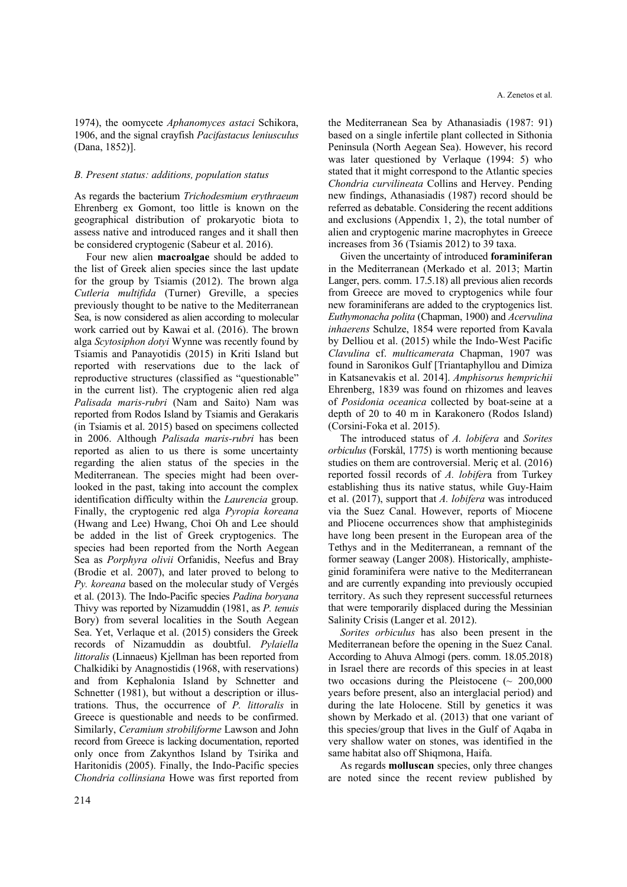1974), the oomycete *Aphanomyces astaci* Schikora, 1906, and the signal crayfish *Pacifastacus leniusculus* (Dana, 1852)].

### B. Present status: additions, population status

As regards the bacterium *Trichodesmium erythraeum* Ehrenberg ex Gomont, too little is known on the geographical distribution of prokaryotic biota to assess native and introduced ranges and it shall then be considered cryptogenic (Sabeur et al. 2016).

Four new alien **macroalgae** should be added to the list of Greek alien species since the last update for the group by Tsiamis (2012). The brown alga *Cutleria multifida* (Turner) Greville, a species previously thought to be native to the Mediterranean Sea, is now considered as alien according to molecular work carried out by Kawai et al. (2016). The brown alga *Scytosiphon dotyi* Wynne was recently found by Tsiamis and Panayotidis (2015) in Kriti Island but reported with reservations due to the lack of reproductive structures (classified as "questionable" in the current list). The cryptogenic alien red alga *Palisada maris-rubri* (Nam and Saito) Nam was reported from Rodos Island by Tsiamis and Gerakaris (in Tsiamis et al. 2015) based on specimens collected in 2006. Although *Palisada maris-rubri* has been reported as alien to us there is some uncertainty regarding the alien status of the species in the Mediterranean. The species might had been overlooked in the past, taking into account the complex identification difficulty within the *Laurencia* group. Finally, the cryptogenic red alga *Pyropia koreana* (Hwang and Lee) Hwang, Choi Oh and Lee should be added in the list of Greek cryptogenics. The species had been reported from the North Aegean Sea as *Porphyra olivii* Orfanidis, Neefus and Bray (Brodie et al. 2007), and later proved to belong to *Py. koreana* based on the molecular study of Vergés et al. (2013). The Indo-Pacific species *Padina boryana* Thivy was reported by Nizamuddin (1981, as *P. tenuis* Bory) from several localities in the South Aegean Sea. Yet, Verlaque et al. (2015) considers the Greek records of Nizamuddin as doubtful. *Pylaiella littoralis* (Linnaeus) Kjellman has been reported from Chalkidiki by Anagnostidis (1968, with reservations) and from Kephalonia Island by Schnetter and Schnetter (1981), but without a description or illustrations. Thus, the occurrence of *P. littoralis* in Greece is questionable and needs to be confirmed. Similarly, *Ceramium strobiliforme* Lawson and John record from Greece is lacking documentation, reported only once from Zakynthos Island by Tsirika and Haritonidis (2005). Finally, the Indo-Pacific species *Chondria collinsiana* Howe was first reported from the Mediterranean Sea by Athanasiadis (1987: 91) based on a single infertile plant collected in Sithonia Peninsula (North Aegean Sea). However, his record was later questioned by Verlaque (1994: 5) who stated that it might correspond to the Atlantic species *Chondria curvilineata* Collins and Hervey. Pending new findings, Athanasiadis (1987) record should be referred as debatable. Considering the recent additions and exclusions (Appendix 1, 2), the total number of alien and cryptogenic marine macrophytes in Greece increases from 36 (Tsiamis 2012) to 39 taxa.

Given the uncertainty of introduced **foraminiferan** in the Mediterranean (Merkado et al. 2013; Martin Langer, pers. comm. 17.5.18) all previous alien records from Greece are moved to cryptogenics while four new foraminiferans are added to the cryptogenics list. *Euthymonacha polita* (Chapman, 1900) and *Acervulina inhaerens* Schulze, 1854 were reported from Kavala by Delliou et al. (2015) while the Indo-West Pacific *Clavulina* cf. *multicamerata* Chapman, 1907 was found in Saronikos Gulf [Triantaphyllou and Dimiza in Katsanevakis et al. 2014]. *Amphisorus hemprichii* Ehrenberg, 1839 was found on rhizomes and leaves of *Posidonia oceanica* collected by boat-seine at a depth of 20 to 40 m in Karakonero (Rodos Island) (Corsini-Foka et al. 2015).

The introduced status of *A. lobifera* and *Sorites orbiculus* (Forskål, 1775) is worth mentioning because studies on them are controversial. Meriç et al. (2016) reported fossil records of *A. lobifera* from Turkey establishing thus its native status, while Guy-Haim et al. (2017), support that *A. lobifera* was introduced via the Suez Canal. However, reports of Miocene and Pliocene occurrences show that amphisteginids have long been present in the European area of the Tethys and in the Mediterranean, a remnant of the former seaway (Langer 2008). Historically, amphisteginid foraminifera were native to the Mediterranean and are currently expanding into previously occupied territory. As such they represent successful returnees that were temporarily displaced during the Messinian Salinity Crisis (Langer et al. 2012).

*Sorites orbiculus* has also been present in the Mediterranean before the opening in the Suez Canal. According to Ahuva Almogi (pers. comm. 18.05.2018) in Israel there are records of this species in at least two occasions during the Pleistocene (~ 200,000 years before present, also an interglacial period) and during the late Holocene. Still by genetics it was shown by Merkado et al. (2013) that one variant of this species/group that lives in the Gulf of Aqaba in very shallow water on stones, was identified in the same habitat also off Shiqmona, Haifa.

As regards **molluscan** species, only three changes are noted since the recent review published by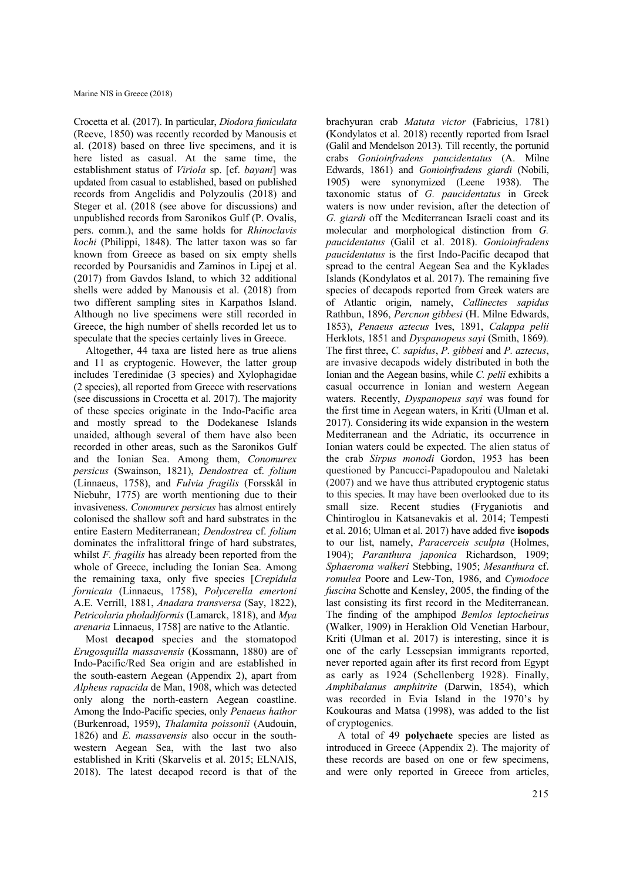Crocetta et al. (2017). In particular, *Diodora funiculata* (Reeve, 1850) was recently recorded by Manousis et al. (2018) based on three live specimens, and it is here listed as casual. At the same time, the establishment status of *Viriola* sp. [cf. *bayani*] was updated from casual to established, based on published records from Angelidis and Polyzoulis (2018) and Steger et al. (2018 (see above for discussions) and unpublished records from Saronikos Gulf (P. Ovalis, pers. comm.), and the same holds for *Rhinoclavis kochi* (Philippi, 1848). The latter taxon was so far known from Greece as based on six empty shells recorded by Poursanidis and Zaminos in Lipej et al. (2017) from Gavdos Island, to which 32 additional shells were added by Manousis et al. (2018) from two different sampling sites in Karpathos Island. Although no live specimens were still recorded in Greece, the high number of shells recorded let us to speculate that the species certainly lives in Greece.

Altogether, 44 taxa are listed here as true aliens and 11 as cryptogenic. However, the latter group includes Teredinidae (3 species) and Xylophagidae (2 species), all reported from Greece with reservations (see discussions in Crocetta et al. 2017). The majority of these species originate in the Indo-Pacific area and mostly spread to the Dodekanese Islands unaided, although several of them have also been recorded in other areas, such as the Saronikos Gulf and the Ionian Sea. Among them, *Conomurex persicus* (Swainson, 1821), *Dendostrea* cf. *folium* (Linnaeus, 1758), and *Fulvia fragilis* (Forsskål in Niebuhr, 1775) are worth mentioning due to their invasiveness. *Conomurex persicus* has almost entirely colonised the shallow soft and hard substrates in the entire Eastern Mediterranean; *Dendostrea* cf. *folium* dominates the infralittoral fringe of hard substrates, whilst *F. fragilis* has already been reported from the whole of Greece, including the Ionian Sea. Among the remaining taxa, only five species [*Crepidula fornicata* (Linnaeus, 1758), *Polycerella emertoni* A.E. Verrill, 1881, *Anadara transversa* (Say, 1822), *Petricolaria pholadiformis* (Lamarck, 1818), and *Mya arenaria* Linnaeus, 1758] are native to the Atlantic.

Most **decapod** species and the stomatopod *Erugosquilla massavensis* (Kossmann, 1880) are of Indo-Pacific/Red Sea origin and are established in the south-eastern Aegean (Appendix 2), apart from *Alpheus rapacida* de Man, 1908, which was detected only along the north-eastern Aegean coastline. Among the Indo-Pacific species, only *Penaeus hathor* (Burkenroad, 1959), *Thalamita poissonii* (Audouin, 1826) and *E. massavensis* also occur in the south-western Aegean Sea, with the last two also established in Kriti (Skarvelis et al. 2015; ELNAIS, 2018). The latest decapod record is that of the brachyuran crab *Matuta victor* (Fabricius, 1781) (Kondylatos et al. 2018) recently reported from Israel (Galil and Mendelson 2013). Till recently, the portunid crabs *Gonioinfradens paucidentatus* (A. Milne Edwards, 1861) and *Gonioinfradens giardi* (Nobili, 1905) were synonymized (Leene 1938). The taxonomic status of *G. paucidentatus* in Greek waters is now under revision, after the detection of *G. giardi* off the Mediterranean Israeli coast and its molecular and morphological distinction from *G. paucidentatus* (Galil et al. 2018). *Gonioinfradens paucidentatus* is the first Indo-Pacific decapod that spread to the central Aegean Sea and the Kyklades Islands (Kondylatos et al. 2017). The remaining five species of decapods reported from Greek waters are of Atlantic origin, namely, *Callinectes sapidus* Rathbun, 1896, *Percnon gibbesi* (H. Milne Edwards, 1853), *Penaeus aztecus* Ives, 1891, *Calappa pelii* Herklots, 1851 and *Dyspanopeus sayi* (Smith, 1869). The first three, *C. sapidus*, *P. gibbesi* and *P. aztecus*, are invasive decapods widely distributed in both the Ionian and the Aegean basins, while *C. pelii* exhibits a casual occurrence in Ionian and western Aegean waters. Recently, *Dyspanopeus sayi* was found for the first time in Aegean waters, in Kriti (Ulman et al. 2017). Considering its wide expansion in the western Mediterranean and the Adriatic, its occurrence in Ionian waters could be expected. The alien status of the crab *Sirpus monodi* Gordon, 1953 has been questioned by Pancucci-Papadopoulou and Naletaki (2007) and we have thus attributed cryptogenic status to this species. It may have been overlooked due to its small size. Recent studies (Fryganiotis and Chintiroglou in Katsanevakis et al. 2014; Tempesti et al. 2016; Ulman et al. 2017) have added five **isopods** to our list, namely, *Paracerceis sculpta* (Holmes, 1904); *Paranthura japonica* Richardson, 1909; *Sphaeroma walkeri* Stebbing, 1905; *Mesanthura* cf. *romulea* Poore and Lew-Ton, 1986, and *Cymodoce fuscina* Schotte and Kensley, 2005, the finding of the last consisting its first record in the Mediterranean. The finding of the amphipod *Bemlos leptocheirus* (Walker, 1909) in Heraklion Old Venetian Harbour, Kriti (Ulman et al. 2017) is interesting, since it is one of the early Lessepsian immigrants reported, never reported again after its first record from Egypt as early as 1924 (Schellenberg 1928). Finally, *Amphibalanus amphitrite* (Darwin, 1854), which was recorded in Evia Island in the 1970's by Koukouras and Matsa (1998), was added to the list of cryptogenics.

A total of 49 **polychaete** species are listed as introduced in Greece (Appendix 2). The majority of these records are based on one or few specimens, and were only reported in Greece from articles,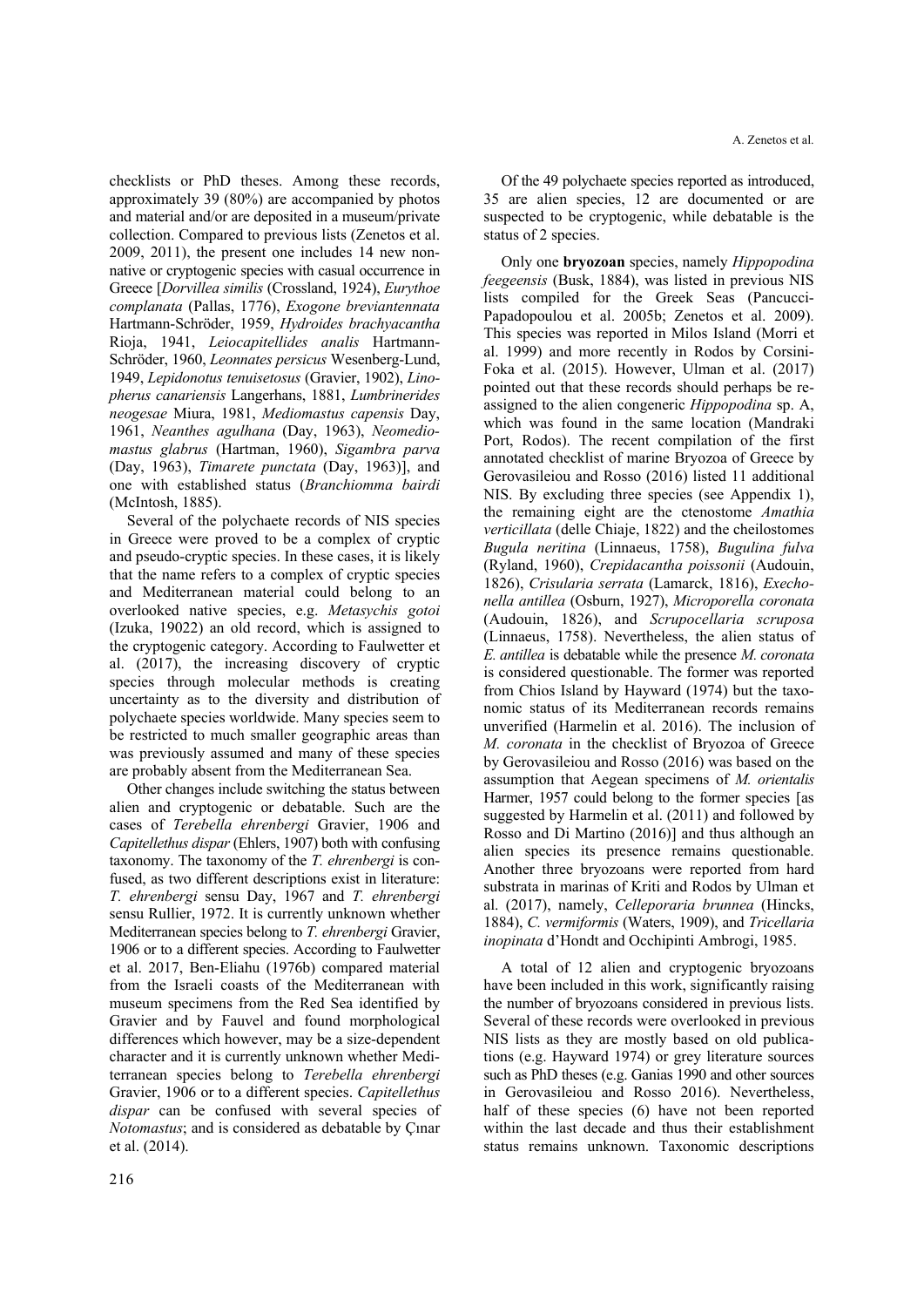checklists or PhD theses. Among these records, approximately 39 (80%) are accompanied by photos and material and/or are deposited in a museum/private collection. Compared to previous lists (Zenetos et al. 2009, 2011), the present one includes 14 new non-native or cryptogenic species with casual occurrence in Greece [*Dorvillea similis* (Crossland, 1924), *Eurythoe complanata* (Pallas, 1776), *Exogone breviantennata* Hartmann-Schröder, 1959, *Hydroides brachyacantha* Rioja, 1941, *Leiocapitellides analis* Hartmann-Schröder, 1960, *Leonnates persicus* Wesenberg-Lund, 1949, *Lepidonotus tenuisetosus* (Gravier, 1902), *Linopherus canariensis* Langerhans, 1881, *Lumbrinerides neogesae* Miura, 1981, *Mediomastus capensis* Day, 1961, *Neanthes agulhana* (Day, 1963), *Neomediomastus glabrus* (Hartman, 1960), *Sigambra parva* (Day, 1963), *Timarete punctata* (Day, 1963)], and one with established status (*Branchiomma bairdi* (McIntosh, 1885).

Several of the polychaete records of NIS species in Greece were proved to be a complex of cryptic and pseudo-cryptic species. In these cases, it is likely that the name refers to a complex of cryptic species and Mediterranean material could belong to an overlooked native species, e.g. *Metasychis gotoi* (Izuka, 19022) an old record, which is assigned to the cryptogenic category. According to Faulwetter et al. (2017), the increasing discovery of cryptic species through molecular methods is creating uncertainty as to the diversity and distribution of polychaete species worldwide. Many species seem to be restricted to much smaller geographic areas than was previously assumed and many of these species are probably absent from the Mediterranean Sea.

Other changes include switching the status between alien and cryptogenic or debatable. Such are the cases of *Terebella ehrenbergi* Gravier, 1906 and *Capitellethus dispar* (Ehlers, 1907) both with confusing taxonomy. The taxonomy of the *T. ehrenbergi* is confused, as two different descriptions exist in literature: *T. ehrenbergi* sensu Day, 1967 and *T. ehrenbergi* sensu Rullier, 1972. It is currently unknown whether Mediterranean species belong to *T. ehrenbergi* Gravier, 1906 or to a different species. According to Faulwetter et al. 2017, Ben-Eliahu (1976b) compared material from the Israeli coasts of the Mediterranean with museum specimens from the Red Sea identified by Gravier and by Fauvel and found morphological differences which however, may be a size-dependent character and it is currently unknown whether Mediterranean species belong to *Terebella ehrenbergi* Gravier, 1906 or to a different species. *Capitellethus dispar* can be confused with several species of *Notomastus*; and is considered as debatable by Çınar et al. (2014).

Of the 49 polychaete species reported as introduced, 35 are alien species, 12 are documented or are suspected to be cryptogenic, while debatable is the status of 2 species.

Only one **bryozoan** species, namely *Hippopodina feegeensis* (Busk, 1884), was listed in previous NIS lists compiled for the Greek Seas (Pancucci-Papadopoulou et al. 2005b; Zenetos et al. 2009). This species was reported in Milos Island (Morri et al. 1999) and more recently in Rodos by Corsini-Foka et al. (2015). However, Ulman et al. (2017) pointed out that these records should perhaps be re-assigned to the alien congeneric *Hippopodina* sp. A, which was found in the same location (Mandraki Port, Rodos). The recent compilation of the first annotated checklist of marine Bryozoa of Greece by Gerovasileiou and Rosso (2016) listed 11 additional NIS. By excluding three species (see Appendix 1), the remaining eight are the ctenostome *Amathia verticillata* (delle Chiaje, 1822) and the cheilostomes *Bugula neritina* (Linnaeus, 1758), *Bugulina fulva* (Ryland, 1960), *Crepidacantha poissonii* (Audouin, 1826), *Crisularia serrata* (Lamarck, 1816), *Exechonella antillea* (Osburn, 1927), *Microporella coronata* (Audouin, 1826), and *Scrupocellaria scruposa* (Linnaeus, 1758). Nevertheless, the alien status of *E. antillea* is debatable while the presence *M. coronata* is considered questionable. The former was reported from Chios Island by Hayward (1974) but the taxonomic status of its Mediterranean records remains unverified (Harmelin et al. 2016). The inclusion of *M. coronata* in the checklist of Bryozoa of Greece by Gerovasileiou and Rosso (2016) was based on the assumption that Aegean specimens of *M. orientalis* Harmer, 1957 could belong to the former species [as suggested by Harmelin et al. (2011) and followed by Rosso and Di Martino (2016)] and thus although an alien species its presence remains questionable. Another three bryozoans were reported from hard substrata in marinas of Kriti and Rodos by Ulman et al. (2017), namely, *Celleporaria brunnea* (Hincks, 1884), *C. vermiformis* (Waters, 1909), and *Tricellaria inopinata* d'Hondt and Occhipinti Ambrogi, 1985.

A total of 12 alien and cryptogenic bryozoans have been included in this work, significantly raising the number of bryozoans considered in previous lists. Several of these records were overlooked in previous NIS lists as they are mostly based on old publications (e.g. Hayward 1974) or grey literature sources such as PhD theses (e.g. Ganias 1990 and other sources in Gerovasileiou and Rosso 2016). Nevertheless, half of these species (6) have not been reported within the last decade and thus their establishment status remains unknown. Taxonomic descriptions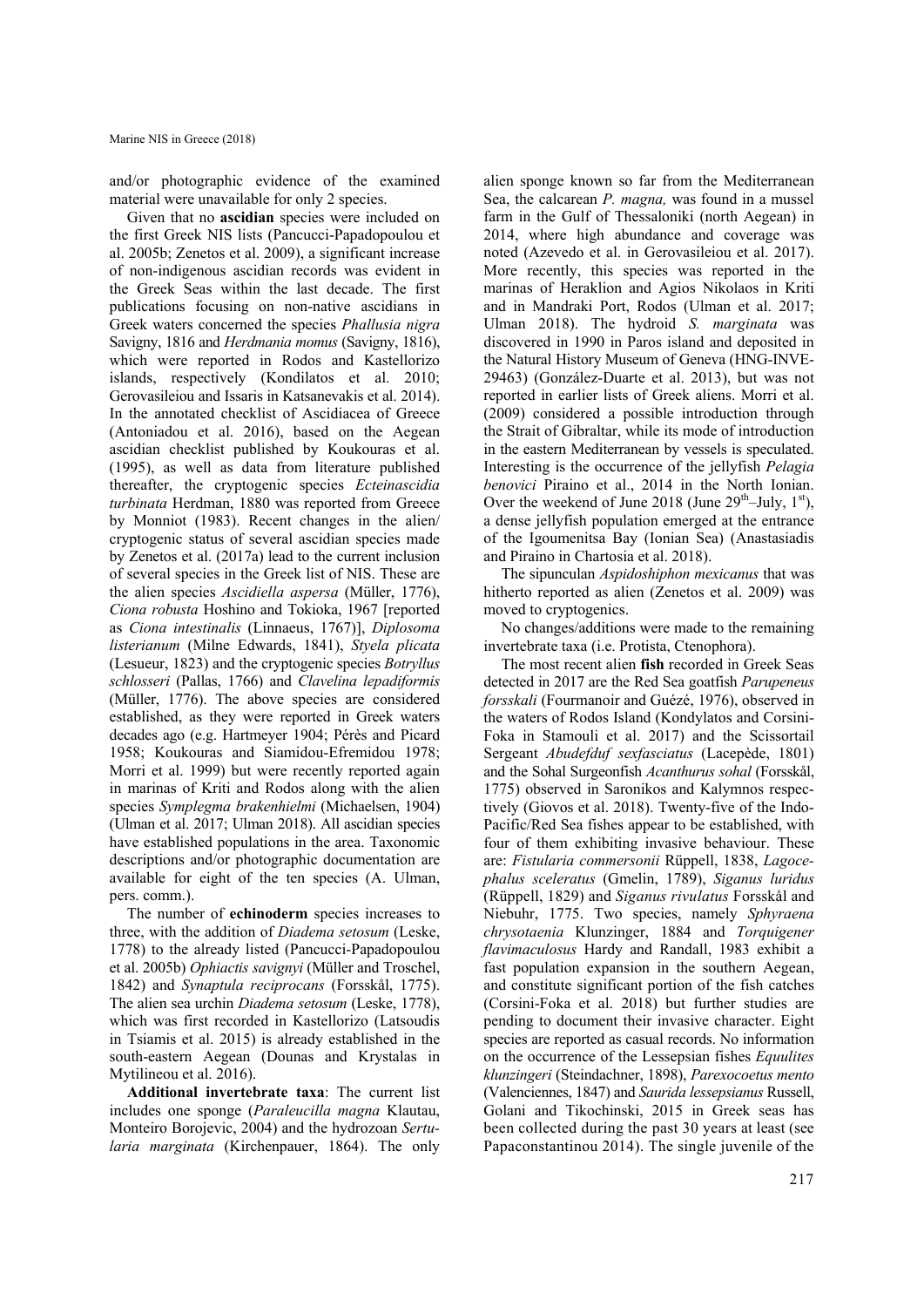and/or photographic evidence of the examined material were unavailable for only 2 species.

Given that no **ascidian** species were included on the first Greek NIS lists (Pancucci-Papadopoulou et al. 2005b; Zenetos et al. 2009), a significant increase of non-indigenous ascidian records was evident in the Greek Seas within the last decade. The first publications focusing on non-native ascidians in Greek waters concerned the species *Phallusia nigra* Savigny, 1816 and *Herdmania momus* (Savigny, 1816), which were reported in Rodos and Kastellorizo islands, respectively (Kondilatos et al. 2010; Gerovasileiou and Issaris in Katsanevakis et al. 2014). In the annotated checklist of Ascidiacea of Greece (Antoniadou et al. 2016), based on the Aegean ascidian checklist published by Koukouras et al. (1995), as well as data from literature published thereafter, the cryptogenic species *Ecteinascidia turbinata* Herdman, 1880 was reported from Greece by Monniot (1983). Recent changes in the alien/ cryptogenic status of several ascidian species made by Zenetos et al. (2017a) lead to the current inclusion of several species in the Greek list of NIS. These are the alien species *Ascidiella aspersa* (Müller, 1776), *Ciona robusta* Hoshino and Tokioka, 1967 [reported as *Ciona intestinalis* (Linnaeus, 1767)], *Diplosoma listerianum* (Milne Edwards, 1841), *Styela plicata* (Lesueur, 1823) and the cryptogenic species *Botryllus schlosseri* (Pallas, 1766) and *Clavelina lepadiformis* (Müller, 1776). The above species are considered established, as they were reported in Greek waters decades ago (e.g. Hartmeyer 1904; Pérès and Picard 1958; Koukouras and Siamidou-Efremidou 1978; Morri et al. 1999) but were recently reported again in marinas of Kriti and Rodos along with the alien species *Symplegma brakenhielmi* (Michaelsen, 1904) (Ulman et al. 2017; Ulman 2018). All ascidian species have established populations in the area. Taxonomic descriptions and/or photographic documentation are available for eight of the ten species (A. Ulman, pers. comm.).

The number of **echinoderm** species increases to three, with the addition of *Diadema setosum* (Leske, 1778) to the already listed (Pancucci-Papadopoulou et al. 2005b) *Ophiactis savignyi* (Müller and Troschel, 1842) and *Synaptula reciprocans* (Forsskål, 1775). The alien sea urchin *Diadema setosum* (Leske, 1778), which was first recorded in Kastellorizo (Latsoudis in Tsiamis et al. 2015) is already established in the south-eastern Aegean (Dounas and Krystalas in Mytilineou et al. 2016).

**Additional invertebrate taxa**: The current list includes one sponge (*Paraleucilla magna* Klautau, Monteiro Borojevic, 2004) and the hydrozoan *Sertularia marginata* (Kirchenpauer, 1864). The only alien sponge known so far from the Mediterranean Sea, the calcarean *P. magna,* was found in a mussel farm in the Gulf of Thessaloniki (north Aegean) in 2014, where high abundance and coverage was noted (Azevedo et al. in Gerovasileiou et al. 2017). More recently, this species was reported in the marinas of Heraklion and Agios Nikolaos in Kriti and in Mandraki Port, Rodos (Ulman et al. 2017; Ulman 2018). The hydroid *S. marginata* was discovered in 1990 in Paros island and deposited in the Natural History Museum of Geneva (HNG-INVE-29463) (González-Duarte et al. 2013), but was not reported in earlier lists of Greek aliens. Morri et al. (2009) considered a possible introduction through the Strait of Gibraltar, while its mode of introduction in the eastern Mediterranean by vessels is speculated. Interesting is the occurrence of the jellyfish *Pelagia benovici* Piraino et al., 2014 in the North Ionian. Over the weekend of June 2018 (June 29th–July, 1st), a dense jellyfish population emerged at the entrance of the Igoumenitsa Bay (Ionian Sea) (Anastasiadis and Piraino in Chartosia et al. 2018).

The sipunculan *Aspidoshiphon mexicanus* that was hitherto reported as alien (Zenetos et al. 2009) was moved to cryptogenics.

No changes/additions were made to the remaining invertebrate taxa (i.e. Protista, Ctenophora).

The most recent alien **fish** recorded in Greek Seas detected in 2017 are the Red Sea goatfish *Parupeneus forsskali* (Fourmanoir and Guézé, 1976), observed in the waters of Rodos Island (Kondylatos and Corsini-Foka in Stamouli et al. 2017) and the Scissortail Sergeant *Abudefduf sexfasciatus* (Lacepède, 1801) and the Sohal Surgeonfish *Acanthurus sohal* (Forsskål, 1775) observed in Saronikos and Kalymnos respectively (Giovos et al. 2018). Twenty-five of the Indo-Pacific/Red Sea fishes appear to be established, with four of them exhibiting invasive behaviour. These are: *Fistularia commersonii* Rüppell, 1838, *Lagocephalus sceleratus* (Gmelin, 1789), *Siganus luridus* (Rüppell, 1829) and *Siganus rivulatus* Forsskål and Niebuhr, 1775. Two species, namely *Sphyraena chrysotaenia* Klunzinger, 1884 and *Torquigener flavimaculosus* Hardy and Randall, 1983 exhibit a fast population expansion in the southern Aegean, and constitute significant portion of the fish catches (Corsini-Foka et al. 2018) but further studies are pending to document their invasive character. Eight species are reported as casual records. No information on the occurrence of the Lessepsian fishes *Equulites klunzingeri* (Steindachner, 1898), *Parexocoetus mento* (Valenciennes, 1847) and *Saurida lessepsianus* Russell, Golani and Tikochinski, 2015 in Greek seas has been collected during the past 30 years at least (see Papaconstantinou 2014). The single juvenile of the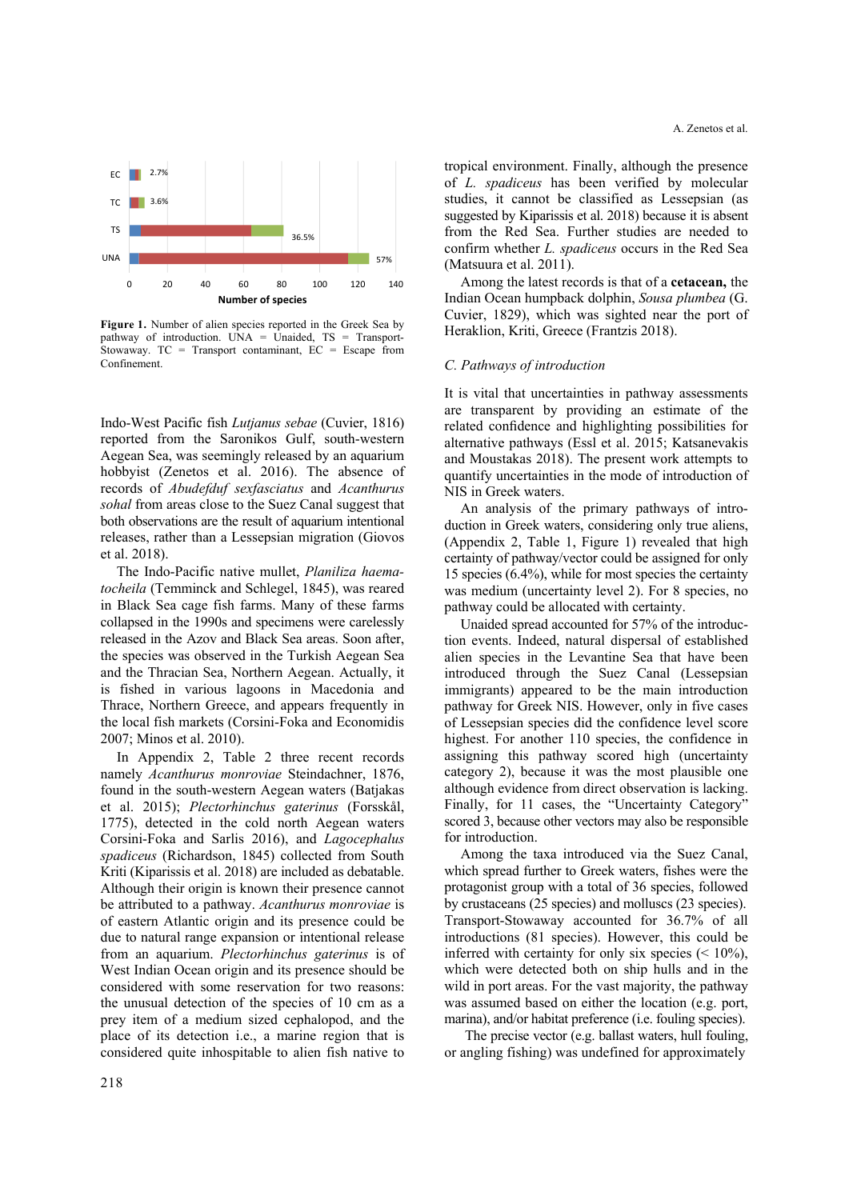EC 2.7%

TC 3.6%

TS 36.5%

UNA 57%

0 20 40 60 80 100 120 140

Number of species

**Figure 1.** Number of alien species reported in the Greek Sea by pathway of introduction. UNA = Unaided, TS = Transport-Stowaway. TC = Transport contaminant, EC = Escape from Confinement.

Indo-West Pacific fish *Lutjanus sebae* (Cuvier, 1816) reported from the Saronikos Gulf, south-western Aegean Sea, was seemingly released by an aquarium hobbyist (Zenetos et al. 2016). The absence of records of *Abudefduf sexfasciatus* and *Acanthurus sohal* from areas close to the Suez Canal suggest that both observations are the result of aquarium intentional releases, rather than a Lessepsian migration (Giovos et al. 2018).

The Indo-Pacific native mullet, *Planiliza haematocheila* (Temminck and Schlegel, 1845), was reared in Black Sea cage fish farms. Many of these farms collapsed in the 1990s and specimens were carelessly released in the Azov and Black Sea areas. Soon after, the species was observed in the Turkish Aegean Sea and the Thracian Sea, Northern Aegean. Actually, it is fished in various lagoons in Macedonia and Thrace, Northern Greece, and appears frequently in the local fish markets (Corsini-Foka and Economidis 2007; Minos et al. 2010).

In Appendix 2, Table 2 three recent records namely *Acanthurus monroviae* Steindachner, 1876, found in the south-western Aegean waters (Batjakas et al. 2015); *Plectorhinchus gaterinus* (Forsskål, 1775), detected in the cold north Aegean waters Corsini-Foka and Sarlis 2016), and *Lagocephalus spadiceus* (Richardson, 1845) collected from South Kriti (Kiparissis et al. 2018) are included as debatable. Although their origin is known their presence cannot be attributed to a pathway. *Acanthurus monroviae* is of eastern Atlantic origin and its presence could be due to natural range expansion or intentional release from an aquarium. *Plectorhinchus gaterinus* is of West Indian Ocean origin and its presence should be considered with some reservation for two reasons: the unusual detection of the species of 10 cm as a prey item of a medium sized cephalopod, and the place of its detection i.e., a marine region that is considered quite inhospitable to alien fish native to tropical environment. Finally, although the presence of *L. spadiceus* has been verified by molecular studies, it cannot be classified as Lessepsian (as suggested by Kiparissis et al. 2018) because it is absent from the Red Sea. Further studies are needed to confirm whether *L. spadiceus* occurs in the Red Sea (Matsuura et al. 2011).

Among the latest records is that of a **cetacean,** the Indian Ocean humpback dolphin, *Sousa plumbea* (G. Cuvier, 1829), which was sighted near the port of Heraklion, Kriti, Greece (Frantzis 2018).

### *C. Pathways of introduction*

It is vital that uncertainties in pathway assessments are transparent by providing an estimate of the related confidence and highlighting possibilities for alternative pathways (Essl et al. 2015; Katsanevakis and Moustakas 2018). The present work attempts to quantify uncertainties in the mode of introduction of NIS in Greek waters.

An analysis of the primary pathways of introduction in Greek waters, considering only true aliens, (Appendix 2, Table 1, Figure 1) revealed that high certainty of pathway/vector could be assigned for only 15 species (6.4%), while for most species the certainty was medium (uncertainty level 2). For 8 species, no pathway could be allocated with certainty.

Unaided spread accounted for 57% of the introduction events. Indeed, natural dispersal of established alien species in the Levantine Sea that have been introduced through the Suez Canal (Lessepsian immigrants) appeared to be the main introduction pathway for Greek NIS. However, only in five cases of Lessepsian species did the confidence level score highest. For another 110 species, the confidence in assigning this pathway scored high (uncertainty category 2), because it was the most plausible one although evidence from direct observation is lacking. Finally, for 11 cases, the "Uncertainty Category" scored 3, because other vectors may also be responsible for introduction.

Among the taxa introduced via the Suez Canal, which spread further to Greek waters, fishes were the protagonist group with a total of 36 species, followed by crustaceans (25 species) and molluscs (23 species). Transport-Stowaway accounted for 36.7% of all introductions (81 species). However, this could be inferred with certainty for only six species (< 10%), which were detected both on ship hulls and in the wild in port areas. For the vast majority, the pathway was assumed based on either the location (e.g. port, marina), and/or habitat preference (i.e. fouling species).

The precise vector (e.g. ballast waters, hull fouling, or angling fishing) was undefined for approximately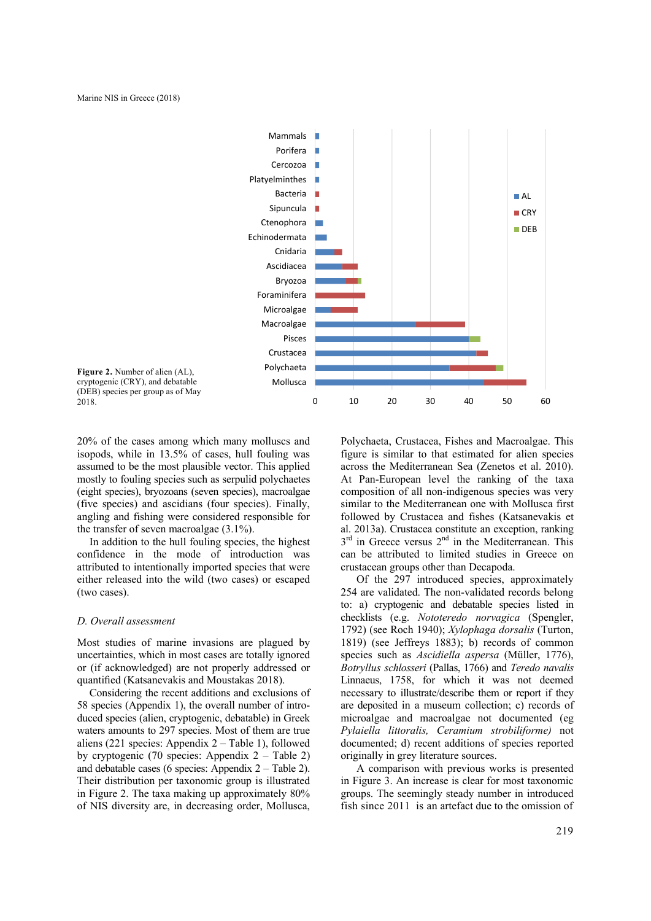Mammals
Porifera
Cercozoa
Platyelminthes
Bacteria
Sipuncula
Ctenophora
Echinodermata
Cnidaria
Ascidiacea
Bryozoa
Foraminifera
Microalgae
Macroalgae
Pisces
Crustacea
Polychaeta
Mollusca

0 10 20 30 40 50 60

AL
CRY
DEB

**Figure 2.** Number of alien (AL), cryptogenic (CRY), and debatable (DEB) species per group as of May 2018.

20% of the cases among which many molluscs and isopods, while in 13.5% of cases, hull fouling was assumed to be the most plausible vector. This applied mostly to fouling species such as serpulid polychaetes (eight species), bryozoans (seven species), macroalgae (five species) and ascidians (four species). Finally, angling and fishing were considered responsible for the transfer of seven macroalgae (3.1%).

In addition to the hull fouling species, the highest confidence in the mode of introduction was attributed to intentionally imported species that were either released into the wild (two cases) or escaped (two cases).

### D. Overall assessment

Most studies of marine invasions are plagued by uncertainties, which in most cases are totally ignored or (if acknowledged) are not properly addressed or quantified (Katsanevakis and Moustakas 2018).

Considering the recent additions and exclusions of 58 species (Appendix 1), the overall number of introduced species (alien, cryptogenic, debatable) in Greek waters amounts to 297 species. Most of them are true aliens (221 species: Appendix 2 – Table 1), followed by cryptogenic (70 species: Appendix 2 – Table 2) and debatable cases (6 species: Appendix 2 – Table 2). Their distribution per taxonomic group is illustrated in Figure 2. The taxa making up approximately 80% of NIS diversity are, in decreasing order, Mollusca, Polychaeta, Crustacea, Fishes and Macroalgae. This figure is similar to that estimated for alien species across the Mediterranean Sea (Zenetos et al. 2010). At Pan-European level the ranking of the taxa composition of all non-indigenous species was very similar to the Mediterranean one with Mollusca first followed by Crustacea and fishes (Katsanevakis et al. 2013a). Crustacea constitute an exception, ranking 3rd in Greece versus 2nd in the Mediterranean. This can be attributed to limited studies in Greece on crustacean groups other than Decapoda.

Of the 297 introduced species, approximately 254 are validated. The non-validated records belong to: a) cryptogenic and debatable species listed in checklists (e.g. *Nototeredo norvagica* (Spengler, 1792) (see Roch 1940); *Xylophaga dorsalis* (Turton, 1819) (see Jeffreys 1883); b) records of common species such as *Ascidiella aspersa* (Müller, 1776), *Botryllus schlosseri* (Pallas, 1766) and *Teredo navalis* Linnaeus, 1758, for which it was not deemed necessary to illustrate/describe them or report if they are deposited in a museum collection; c) records of microalgae and macroalgae not documented (eg *Pylaiella littoralis, Ceramium strobiliforme)* not documented; d) recent additions of species reported originally in grey literature sources.

A comparison with previous works is presented in Figure 3. An increase is clear for most taxonomic groups. The seemingly steady number in introduced fish since 2011 is an artefact due to the omission of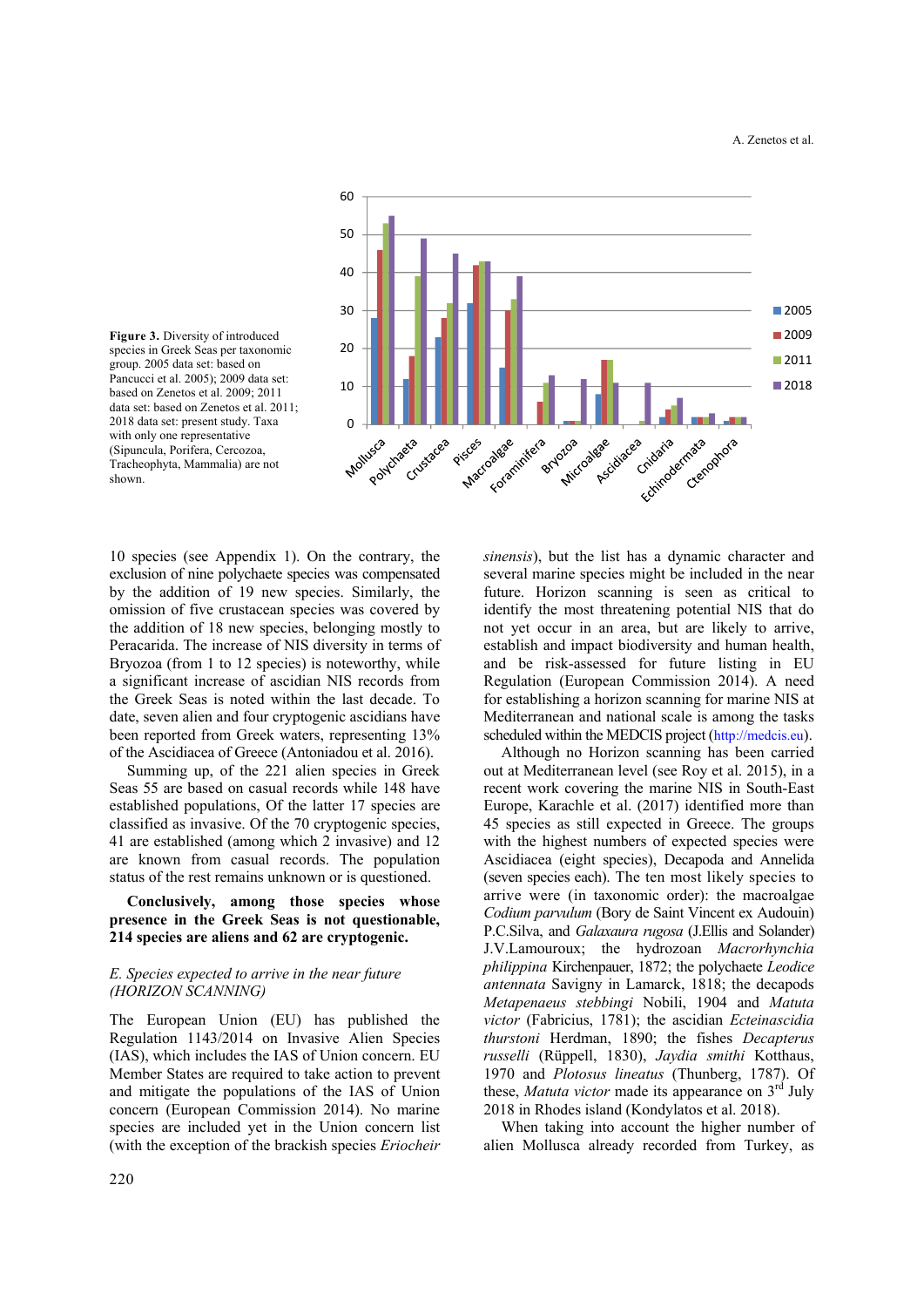60
50
40
30
20
10
0

Mollusca
Polychaeta
Crustacea
Pisces
Macroalgae
Foraminifera
Bryozoa
Microalgae
Ascidiacea
Cnidaria
Echinodermata
Ctenophora

2005
2009
2011
2018

**Figure 3.** Diversity of introduced species in Greek Seas per taxonomic group. 2005 data set: based on Pancucci et al. 2005); 2009 data set: based on Zenetos et al. 2009; 2011 data set: based on Zenetos et al. 2011; 2018 data set: present study. Taxa with only one representative (Sipuncula, Porifera, Cercozoa, Tracheophyta, Mammalia) are not shown.

10 species (see Appendix 1). On the contrary, the exclusion of nine polychaete species was compensated by the addition of 19 new species. Similarly, the omission of five crustacean species was covered by the addition of 18 new species, belonging mostly to Peracarida. The increase of NIS diversity in terms of Bryozoa (from 1 to 12 species) is noteworthy, while a significant increase of ascidian NIS records from the Greek Seas is noted within the last decade. To date, seven alien and four cryptogenic ascidians have been reported from Greek waters, representing 13% of the Ascidiacea of Greece (Antoniadou et al. 2016).

Summing up, of the 221 alien species in Greek Seas 55 are based on casual records while 148 have established populations, Of the latter 17 species are classified as invasive. Of the 70 cryptogenic species, 41 are established (among which 2 invasive) and 12 are known from casual records. The population status of the rest remains unknown or is questioned.

**Conclusively, among those species whose presence in the Greek Seas is not questionable, 214 species are aliens and 62 are cryptogenic.**

*E. Species expected to arrive in the near future (HORIZON SCANNING)*

The European Union (EU) has published the Regulation 1143/2014 on Invasive Alien Species (IAS), which includes the IAS of Union concern. EU Member States are required to take action to prevent and mitigate the populations of the IAS of Union concern (European Commission 2014). No marine species are included yet in the Union concern list (with the exception of the brackish species *Eriocheir sinensis*), but the list has a dynamic character and several marine species might be included in the near future. Horizon scanning is seen as critical to identify the most threatening potential NIS that do not yet occur in an area, but are likely to arrive, establish and impact biodiversity and human health, and be risk-assessed for future listing in EU Regulation (European Commission 2014). A need for establishing a horizon scanning for marine NIS at Mediterranean and national scale is among the tasks scheduled within the MEDCIS project (http://medcis.eu).

Although no Horizon scanning has been carried out at Mediterranean level (see Roy et al. 2015), in a recent work covering the marine NIS in South-East Europe, Karachle et al. (2017) identified more than 45 species as still expected in Greece. The groups with the highest numbers of expected species were Ascidiacea (eight species), Decapoda and Annelida (seven species each). The ten most likely species to arrive were (in taxonomic order): the macroalgae *Codium parvulum* (Bory de Saint Vincent ex Audouin) P.C.Silva, and *Galaxaura rugosa* (J.Ellis and Solander) J.V.Lamouroux; the hydrozoan *Macrorhynchia philippina* Kirchenpauer, 1872; the polychaete *Leodice antennata* Savigny in Lamarck, 1818; the decapods *Metapenaeus stebbingi* Nobili, 1904 and *Matuta victor* (Fabricius, 1781); the ascidian *Ecteinascidia thurstoni* Herdman, 1890; the fishes *Decapterus russelli* (Rüppell, 1830), *Jaydia smithi* Kotthaus, 1970 and *Plotosus lineatus* (Thunberg, 1787). Of these, *Matuta victor* made its appearance on 3rd July 2018 in Rhodes island (Kondylatos et al. 2018).

When taking into account the higher number of alien Mollusca already recorded from Turkey, as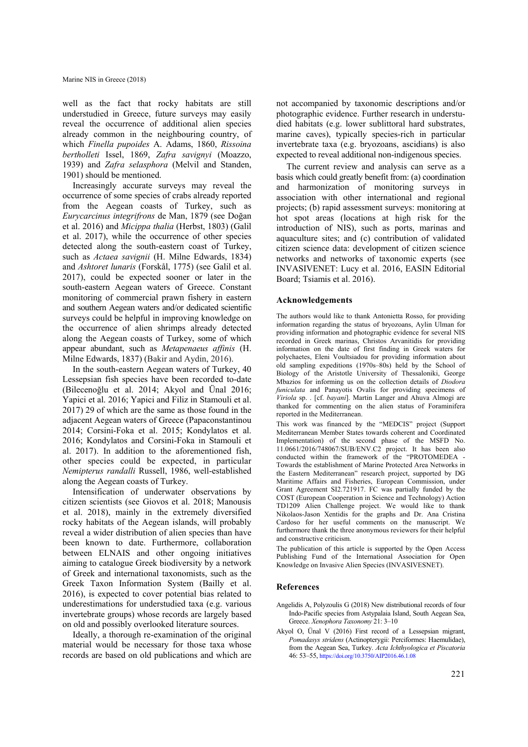well as the fact that rocky habitats are still understudied in Greece, future surveys may easily reveal the occurrence of additional alien species already common in the neighbouring country, of which *Finella pupoides* A. Adams, 1860, *Rissoina bertholleti* Issel, 1869, *Zafra savignyi* (Moazzo, 1939) and *Zafra selasphora* (Melvil and Standen, 1901) should be mentioned.

Increasingly accurate surveys may reveal the occurrence of some species of crabs already reported from the Aegean coasts of Turkey, such as *Eurycarcinus integrifrons* de Man, 1879 (see Doğan et al. 2016) and *Micippa thalia* (Herbst, 1803) (Galil et al. 2017), while the occurrence of other species detected along the south-eastern coast of Turkey, such as *Actaea savignii* (H. Milne Edwards, 1834) and *Ashtoret lunaris* (Forskål, 1775) (see Galil et al. 2017), could be expected sooner or later in the south-eastern Aegean waters of Greece. Constant monitoring of commercial prawn fishery in eastern and southern Aegean waters and/or dedicated scientific surveys could be helpful in improving knowledge on the occurrence of alien shrimps already detected along the Aegean coasts of Turkey, some of which appear abundant, such as *Metapenaeus affinis* (H. Milne Edwards, 1837) (Bakir and Aydin, 2016).

In the south-eastern Aegean waters of Turkey, 40 Lessepsian fish species have been recorded to-date (Bilecenoğlu et al. 2014; Akyol and Ünal 2016; Yapici et al. 2016; Yapici and Filiz in Stamouli et al. 2017) 29 of which are the same as those found in the adjacent Aegean waters of Greece (Papaconstantinou 2014; Corsini-Foka et al. 2015; Kondylatos et al. 2016; Kondylatos and Corsini-Foka in Stamouli et al. 2017). In addition to the aforementioned fish, other species could be expected, in particular *Nemipterus randalli* Russell, 1986, well-established along the Aegean coasts of Turkey.

Intensification of underwater observations by citizen scientists (see Giovos et al. 2018; Manousis et al. 2018), mainly in the extremely diversified rocky habitats of the Aegean islands, will probably reveal a wider distribution of alien species than have been known to date. Furthermore, collaboration between ELNAIS and other ongoing initiatives aiming to catalogue Greek biodiversity by a network of Greek and international taxonomists, such as the Greek Taxon Information System (Bailly et al. 2016), is expected to cover potential bias related to underestimations for understudied taxa (e.g. various invertebrate groups) whose records are largely based on old and possibly overlooked literature sources.

Ideally, a thorough re-examination of the original material would be necessary for those taxa whose records are based on old publications and which are not accompanied by taxonomic descriptions and/or photographic evidence. Further research in understudied habitats (e.g. lower sublittoral hard substrates, marine caves), typically species-rich in particular invertebrate taxa (e.g. bryozoans, ascidians) is also expected to reveal additional non-indigenous species.

The current review and analysis can serve as a basis which could greatly benefit from: (a) coordination and harmonization of monitoring surveys in association with other international and regional projects; (b) rapid assessment surveys: monitoring at hot spot areas (locations at high risk for the introduction of NIS), such as ports, marinas and aquaculture sites; and (c) contribution of validated citizen science data: development of citizen science networks and networks of taxonomic experts (see INVASIVENET: Lucy et al. 2016, EASIN Editorial Board; Tsiamis et al. 2016).

## Acknowledgements

The authors would like to thank Antonietta Rosso, for providing information regarding the status of bryozoans, Aylin Ulman for providing information and photographic evidence for several NIS recorded in Greek marinas, Christos Arvanitidis for providing information on the date of first finding in Greek waters for polychaetes, Eleni Voultsiadou for providing information about old sampling expeditions (1970s–80s) held by the School of Biology of the Aristotle University of Thessaloniki, George Mbazios for informing us on the collection details of *Diodora funiculata* and Panayotis Ovalis for providing specimens of *Viriola* sp. . [cf. *bayani*]. Martin Langer and Ahuva Almogi are thanked for commenting on the alien status of Foraminifera reported in the Mediterranean.

This work was financed by the "MEDCIS" project (Support Mediterranean Member States towards coherent and Coordinated Implementation) of the second phase of the MSFD No. 11.0661/2016/748067/SUB/ENV.C2 project. It has been also conducted within the framework of the "PROTOMEDEA - Towards the establishment of Marine Protected Area Networks in the Eastern Mediterranean" research project, supported by DG Maritime Affairs and Fisheries, European Commission, under Grant Agreement SI2.721917. FC was partially funded by the COST (European Cooperation in Science and Technology) Action TD1209 Alien Challenge project. We would like to thank Nikolaos-Jason Xentidis for the graphs and Dr. Ana Cristina Cardoso for her useful comments on the manuscript. We furthermore thank the three anonymous reviewers for their helpful and constructive criticism.

The publication of this article is supported by the Open Access Publishing Fund of the International Association for Open Knowledge on Invasive Alien Species (INVASIVESNET).

## References

Angelidis A, Polyzoulis G (2018) New distributional records of four Indo-Pacific species from Astypalaia Island, South Aegean Sea, Greece. *Xenophora Taxonomy* 21: 3–10

Akyol O, Ünal V (2016) First record of a Lessepsian migrant, *Pomadasys stridens* (Actinopterygii: Perciformes: Haemulidae), from the Aegean Sea, Turkey. *Acta Ichthyologica et Piscatoria* 46: 53–55, https://doi.org/10.3750/AIP2016.46.1.08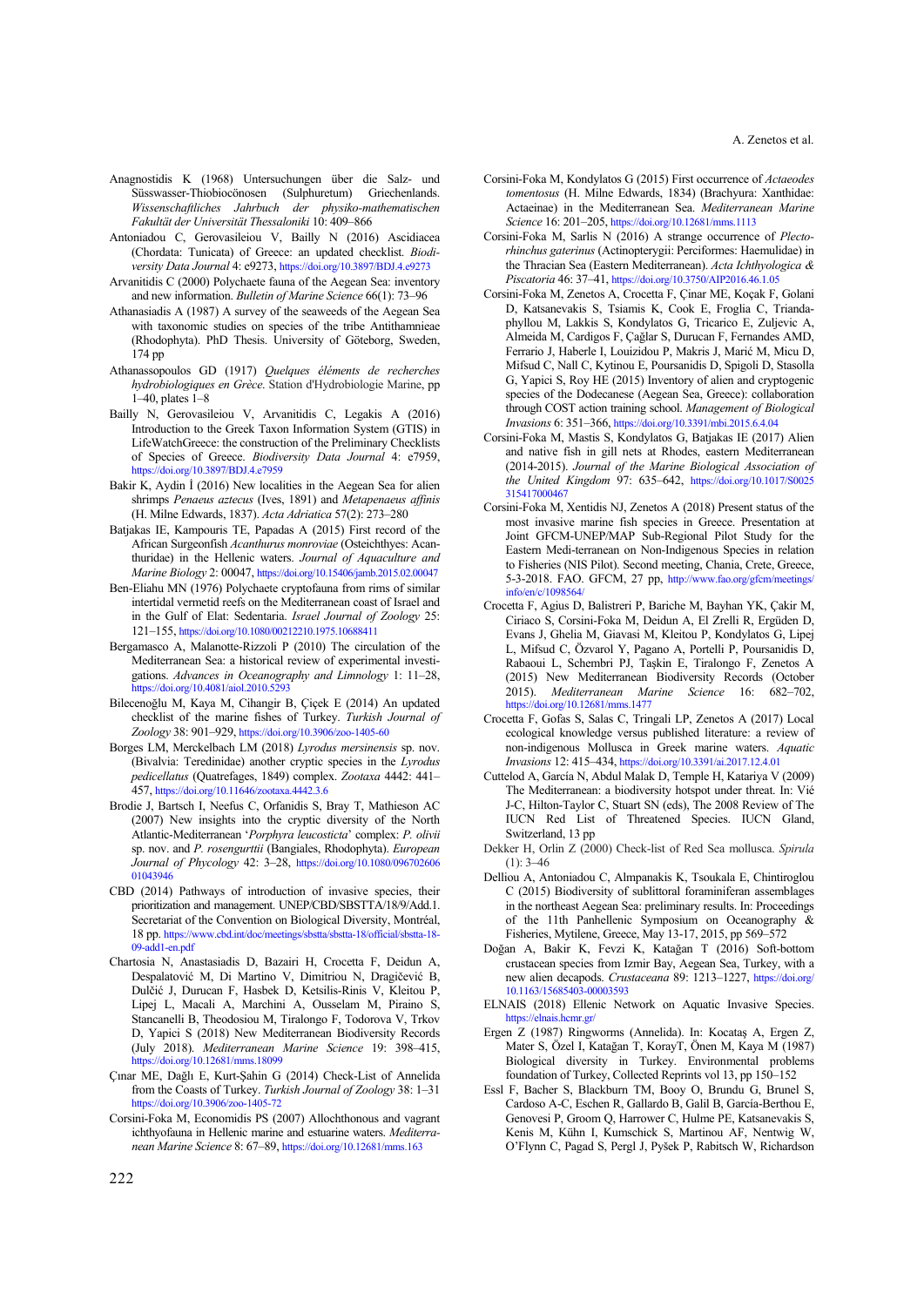Anagnostidis K (1968) Untersuchungen über die Salz- und Süsswasser-Thiobiocönosen (Sulphuretum) Griechenlands. *Wissenschaftliches Jahrbuch der physiko-mathematischen Fakultät der Universität Thessaloniki* 10: 409–866

Antoniadou C, Gerovasileiou V, Bailly N (2016) Ascidiacea (Chordata: Tunicata) of Greece: an updated checklist. *Biodiversity Data Journal* 4: e9273, https://doi.org/10.3897/BDJ.4.e9273

Arvanitidis C (2000) Polychaete fauna of the Aegean Sea: inventory and new information. *Bulletin of Marine Science* 66(1): 73–96

Athanasiadis A (1987) A survey of the seaweeds of the Aegean Sea with taxonomic studies on species of the tribe Antithamnieae (Rhodophyta). PhD Thesis. University of Göteborg, Sweden, 174 pp

Athanassopoulos GD (1917) *Quelques éléments de recherches hydrobiologiques en Grèce*. Station d'Hydrobiologie Marine, pp 1–40, plates 1–8

Bailly N, Gerovasileiou V, Arvanitidis C, Legakis A (2016) Introduction to the Greek Taxon Information System (GTIS) in LifeWatchGreece: the construction of the Preliminary Checklists of Species of Greece. *Biodiversity Data Journal* 4: e7959, https://doi.org/10.3897/BDJ.4.e7959

Bakir K, Aydin İ (2016) New localities in the Aegean Sea for alien shrimps *Penaeus aztecus* (Ives, 1891) and *Metapenaeus affinis* (H. Milne Edwards, 1837). *Acta Adriatica* 57(2): 273–280

Batjakas IE, Kampouris TE, Papadas A (2015) First record of the African Surgeonfish *Acanthurus monroviae* (Osteichthyes: Acanthuridae) in the Hellenic waters. *Journal of Aquaculture and Marine Biology* 2: 00047, https://doi.org/10.15406/jamb.2015.02.00047

Ben-Eliahu MN (1976) Polychaete cryptofauna from rims of similar intertidal vermetid reefs on the Mediterranean coast of Israel and in the Gulf of Elat: Sedentaria. *Israel Journal of Zoology* 25: 121–155, https://doi.org/10.1080/00212210.1975.10688411

Bergamasco A, Malanotte-Rizzoli P (2010) The circulation of the Mediterranean Sea: a historical review of experimental investigations. *Advances in Oceanography and Limnology* 1: 11–28, https://doi.org/10.4081/aiol.2010.5293

Bilecenoğlu M, Kaya M, Cihangir B, Çiçek E (2014) An updated checklist of the marine fishes of Turkey. *Turkish Journal of Zoology* 38: 901–929, https://doi.org/10.3906/zoo-1405-60

Borges LM, Merckelbach LM (2018) *Lyrodus mersinensis* sp. nov. (Bivalvia: Teredinidae) another cryptic species in the *Lyrodus pedicellatus* (Quatrefages, 1849) complex. *Zootaxa* 4442: 441–457, https://doi.org/10.11646/zootaxa.4442.3.6

Brodie J, Bartsch I, Neefus C, Orfanidis S, Bray T, Mathieson AC (2007) New insights into the cryptic diversity of the North Atlantic-Mediterranean '*Porphyra leucosticta*' complex: *P. olivii* sp. nov. and *P. rosengurttii* (Bangiales, Rhodophyta). *European Journal of Phycology* 42: 3–28, https://doi.org/10.1080/09670260601043946

CBD (2014) Pathways of introduction of invasive species, their prioritization and management. UNEP/CBD/SBSTTA/18/9/Add.1. Secretariat of the Convention on Biological Diversity, Montréal, 18 pp. https://www.cbd.int/doc/meetings/sbstta/sbstta-18/official/sbstta-18-09-add1-en.pdf

Chartosia N, Anastasiadis D, Bazairi H, Crocetta F, Deidun A, Despalatović M, Di Martino V, Dimitriou N, Dragičević B, Dulčić J, Durucan F, Hasbek D, Ketsilis-Rinis V, Kleitou P, Lipej L, Macali A, Marchini A, Ousselam M, Piraino S, Stancanelli B, Theodosiou M, Tiralongo F, Todorova V, Trkov D, Yapici S (2018) New Mediterranean Biodiversity Records (July 2018). *Mediterranean Marine Science* 19: 398–415, https://doi.org/10.12681/mms.18099

Çınar ME, Dağlı E, Kurt-Şahin G (2014) Check-List of Annelida from the Coasts of Turkey. *Turkish Journal of Zoology* 38: 1–31 https://doi.org/10.3906/zoo-1405-72

Corsini-Foka M, Economidis PS (2007) Allochthonous and vagrant ichthyofauna in Hellenic marine and estuarine waters. *Mediterranean Marine Science* 8: 67–89, https://doi.org/10.12681/mms.163

Corsini-Foka M, Kondylatos G (2015) First occurrence of *Actaeodes tomentosus* (H. Milne Edwards, 1834) (Brachyura: Xanthidae: Actaeinae) in the Mediterranean Sea. *Mediterranean Marine Science* 16: 201–205, https://doi.org/10.12681/mms.1113

Corsini-Foka M, Sarlis N (2016) A strange occurrence of *Plectorhinchus gaterinus* (Actinopterygii: Perciformes: Haemulidae) in the Thracian Sea (Eastern Mediterranean). *Acta Ichthyologica & Piscatoria* 46: 37–41, https://doi.org/10.3750/AIP2016.46.1.05

Corsini-Foka M, Zenetos A, Crocetta F, Çinar ME, Koçak F, Golani D, Katsanevakis S, Tsiamis K, Cook E, Froglia C, Triandaphyllou M, Lakkis S, Kondylatos G, Tricarico E, Zuljevic A, Almeida M, Cardigos F, Çağlar S, Durucan F, Fernandes AMD, Ferrario J, Haberle I, Louizidou P, Makris J, Marić M, Micu D, Mifsud C, Nall C, Kytinou E, Poursanidis D, Spigoli D, Stasolla G, Yapici S, Roy HE (2015) Inventory of alien and cryptogenic species of the Dodecanese (Aegean Sea, Greece): collaboration through COST action training school. *Management of Biological Invasions* 6: 351–366, https://doi.org/10.3391/mbi.2015.6.4.04

Corsini-Foka M, Mastis S, Kondylatos G, Batjakas IE (2017) Alien and native fish in gill nets at Rhodes, eastern Mediterranean (2014-2015). *Journal of the Marine Biological Association of the United Kingdom* 97: 635–642, https://doi.org/10.1017/S0025315417000467

Corsini-Foka M, Xentidis NJ, Zenetos A (2018) Present status of the most invasive marine fish species in Greece. Presentation at Joint GFCM-UNEP/MAP Sub-Regional Pilot Study for the Eastern Medi-terranean on Non-Indigenous Species in relation to Fisheries (NIS Pilot). Second meeting, Chania, Crete, Greece, 5-3-2018. FAO. GFCM, 27 pp, http://www.fao.org/gfcm/meetings/info/en/c/1098564/

Crocetta F, Agius D, Balistreri P, Bariche M, Bayhan YK, Çakir M, Ciriaco S, Corsini-Foka M, Deidun A, El Zrelli R, Ergüden D, Evans J, Ghelia M, Giavasi M, Kleitou P, Kondylatos G, Lipej L, Mifsud C, Özvarol Y, Pagano A, Portelli P, Poursanidis D, Rabaoui L, Schembri PJ, Taşkin E, Tiralongo F, Zenetos A (2015) New Mediterranean Biodiversity Records (October 2015). *Mediterranean Marine Science* 16: 682–702, https://doi.org/10.12681/mms.1477

Crocetta F, Gofas S, Salas C, Tringali LP, Zenetos A (2017) Local ecological knowledge versus published literature: a review of non-indigenous Mollusca in Greek marine waters. *Aquatic Invasions* 12: 415–434, https://doi.org/10.3391/ai.2017.12.4.01

Cuttelod A, García N, Abdul Malak D, Temple H, Katariya V (2009) The Mediterranean: a biodiversity hotspot under threat. In: Vié J-C, Hilton-Taylor C, Stuart SN (eds), The 2008 Review of The IUCN Red List of Threatened Species. IUCN Gland, Switzerland, 13 pp

Dekker H, Orlin Z (2000) Check-list of Red Sea mollusca. *Spirula* (1): 3–46

Delliou A, Antoniadou C, Almpanakis K, Tsoukala E, Chintiroglou C (2015) Biodiversity of sublittoral foraminiferan assemblages in the northeast Aegean Sea: preliminary results. In: Proceedings of the 11th Panhellenic Symposium on Oceanography & Fisheries, Mytilene, Greece, May 13-17, 2015, pp 569–572

Doğan A, Bakir K, Fevzi K, Katağan T (2016) Soft-bottom crustacean species from Izmir Bay, Aegean Sea, Turkey, with a new alien decapods. *Crustaceana* 89: 1213–1227, https://doi.org/10.1163/15685403-00003593

ELNAIS (2018) Ellenic Network on Aquatic Invasive Species. https://elnais.hcmr.gr/

Ergen Z (1987) Ringworms (Annelida). In: Kocataş A, Ergen Z, Mater S, Özel I, Katağan T, KorayT, Önen M, Kaya M (1987) Biological diversity in Turkey. Environmental problems foundation of Turkey, Collected Reprints vol 13, pp 150–152

Essl F, Bacher S, Blackburn TM, Booy O, Brundu G, Brunel S, Cardoso A-C, Eschen R, Gallardo B, Galil B, García-Berthou E, Genovesi P, Groom Q, Harrower C, Hulme PE, Katsanevakis S, Kenis M, Kühn I, Kumschick S, Martinou AF, Nentwig W, O'Flynn C, Pagad S, Pergl J, Pyšek P, Rabitsch W, Richardson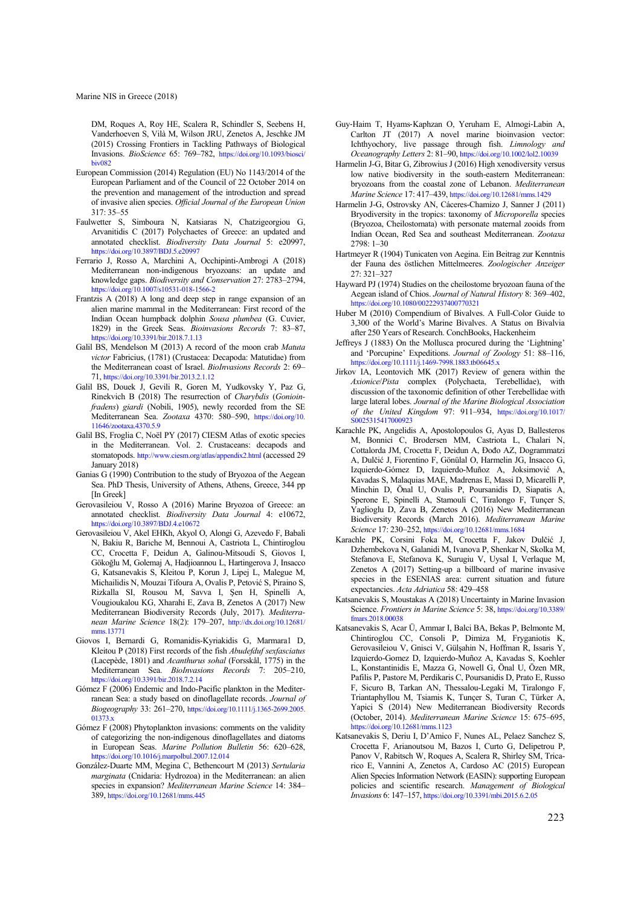DM, Roques A, Roy HE, Scalera R, Schindler S, Seebens H, Vanderhoeven S, Vilà M, Wilson JRU, Zenetos A, Jeschke JM (2015) Crossing Frontiers in Tackling Pathways of Biological Invasions. *BioScience* 65: 769–782, https://doi.org/10.1093/biosci/biv082

European Commission (2014) Regulation (EU) No 1143/2014 of the European Parliament and of the Council of 22 October 2014 on the prevention and management of the introduction and spread of invasive alien species. *Official Journal of the European Union* 317: 35–55

Faulwetter S, Simboura N, Katsiaras N, Chatzigeorgiou G, Arvanitidis C (2017) Polychaetes of Greece: an updated and annotated checklist. *Biodiversity Data Journal* 5: e20997, https://doi.org/10.3897/BDJ.5.e20997

Ferrario J, Rosso A, Marchini A, Occhipinti-Ambrogi A (2018) Mediterranean non-indigenous bryozoans: an update and knowledge gaps. *Biodiversity and Conservation* 27: 2783–2794, https://doi.org/10.1007/s10531-018-1566-2

Frantzis A (2018) A long and deep step in range expansion of an alien marine mammal in the Mediterranean: First record of the Indian Ocean humpback dolphin *Sousa plumbea* (G. Cuvier, 1829) in the Greek Seas. *BioInvasions Records* 7: 83–87, https://doi.org/10.3391/bir.2018.7.1.13

Galil BS, Mendelson M (2013) A record of the moon crab *Matuta victor* Fabricius, (1781) (Crustacea: Decapoda: Matutidae) from the Mediterranean coast of Israel. *BioInvasions Records* 2: 69–71, https://doi.org/10.3391/bir.2013.2.1.12

Galil BS, Douek J, Gevili R, Goren M, Yudkovsky Y, Paz G, Rinekvich B (2018) The resurrection of *Charybdis* (*Goniohellenus*) *giardi* (Nobili, 1905), newly recorded from the SE Mediterranean Sea. *Zootaxa* 4370: 580–590, https://doi.org/10.11646/zootaxa.4370.5.9

Galil BS, Froglia C, Noël PY (2017) CIESM Atlas of exotic species in the Mediterranean. Vol. 2. Crustaceans: decapods and stomatopods. http://www.ciesm.org/atlas/appendix2.html (accessed 29 January 2018)

Ganias G (1990) Contribution to the study of Bryozoa of the Aegean Sea. PhD Thesis, University of Athens, Athens, Greece, 344 pp [In Greek]

Gerovasileiou V, Rosso A (2016) Marine Bryozoa of Greece: an annotated checklist. *Biodiversity Data Journal* 4: e10672, https://doi.org/10.3897/BDJ.4.e10672

Gerovasileiou V, Akel EHKh, Akyol O, Alongi G, Azevedo F, Babali N, Bakiu R, Bariche M, Bennoui A, Castriota L, Chintiroglou CC, Crocetta F, Deidun A, Galinou-Mitsoudi S, Giovos I, Gökoğlu M, Golemaj A, Hadjioannou L, Hartingerova J, Insacco G, Katsanevakis S, Kleitou P, Korun J, Lipej L, Malegue M, Michailidis N, Mouzai Tifoura A, Ovalis P, Petović S, Piraino S, Rizkalla SI, Rousou M, Savva I, Şen H, Spinelli A, Vougioukalou KG, Xharahi E, Zava B, Zenetos A (2017) New Mediterranean Biodiversity Records (July, 2017). *Mediterranean Marine Science* 18(2): 179–207, http://dx.doi.org/10.12681/mms.13771

Giovos I, Bernardi G, Romanidis-Kyriakidis G, Marmara1 D, Kleitou P (2018) First records of the fish *Abudefduf sexfasciatus* (Lacepède, 1801) and *Acanthurus sohal* (Forsskål, 1775) in the Mediterranean Sea. *BioInvasions Records* 7: 205–210, https://doi.org/10.3391/bir.2018.7.2.14

Gómez F (2006) Endemic and Indo-Pacific plankton in the Mediterranean Sea: a study based on dinoflagellate records. *Journal of Biogeography* 33: 261–270, https://doi.org/10.1111/j.1365-2699.2005.01373.x

Gómez F (2008) Phytoplankton invasions: comments on the validity of categorizing the non-indigenous dinoflagellates and diatoms in European Seas. *Marine Pollution Bulletin* 56: 620–628, https://doi.org/10.1016/j.marpolbul.2007.12.014

González-Duarte MM, Megina C, Bethencourt M (2013) *Sertularia marginata* (Cnidaria: Hydrozoa) in the Mediterranean: an alien species in expansion? *Mediterranean Marine Science* 14: 384–389, https://doi.org/10.12681/mms.445

Guy-Haim T, Hyams-Kaphzan O, Yeruham E, Almogi-Labin A, Carlton JT (2017) A novel marine bioinvasion vector: Ichthyochory, live passage through fish. *Limnology and Oceanography Letters* 2: 81–90, https://doi.org/10.1002/lol2.10039

Harmelin J-G, Bitar G, Zibrowius J (2016) High xenodiversity versus low native biodiversity in the south-eastern Mediterranean: bryozoans from the coastal zone of Lebanon. *Mediterranean Marine Science* 17: 417–439, https://doi.org/10.12681/mms.1429

Harmelin J-G, Ostrovsky AN, Cáceres-Chamizo J, Sanner J (2011) Bryodiversity in the tropics: taxonomy of *Microporella* species (Bryozoa, Cheilostomata) with personate maternal zooids from Indian Ocean, Red Sea and southeast Mediterranean. *Zootaxa* 2798: 1–30

Hartmeyer R (1904) Tunicaten von Aegina. Ein Beitrag zur Kenntnis der Fauna des östlichen Mittelmeeres. *Zoologischer Anzeiger* 27: 321–327

Hayward PJ (1974) Studies on the cheilostome bryozoan fauna of the Aegean island of Chios. *Journal of Natural History* 8: 369–402, https://doi.org/10.1080/00222937400770321

Huber M (2010) Compendium of Bivalves. A Full-Color Guide to 3,300 of the World's Marine Bivalves. A Status on Bivalvia after 250 Years of Research. ConchBooks, Hackenheim

Jeffreys J (1883) On the Mollusca procured during the 'Lightning' and 'Porcupine' Expeditions. *Journal of Zoology* 51: 88–116, https://doi.org/10.1111/j.1469-7998.1883.tb06645.x

Jirkov IA, Leontovich MK (2017) Review of genera within the *Axionice*/*Pista* complex (Polychaeta, Terebellidae), with discussion of the taxonomic definition of other Terebellidae with large lateral lobes. *Journal of the Marine Biological Association of the United Kingdom* 97: 911–934, https://doi.org/10.1017/S0025315417000923

Karachle PK, Angelidis A, Apostolopoulos G, Ayas D, Ballesteros M, Bonnici C, Brodersen MM, Castriota L, Chalari N, Cottalorda JM, Crocetta F, Deidun A, Đođo AZ, Dogrammatzi A, Dulčić J, Fiorentino F, Gönülal O, Harmelin JG, Insacco G, Izquierdo-Gómez D, Izquierdo-Muñoz A, Joksimović A, Kavadas S, Malaquias MAE, Madrenas E, Massi D, Micarelli P, Minchin D, Önal U, Ovalis P, Poursanidis D, Siapatis A, Sperone E, Spinelli A, Stamouli C, Tiralongo F, Tunçer S, Yaglioglu D, Zava B, Zenetos A (2016) New Mediterranean Biodiversity Records (March 2016). *Mediterranean Marine Science* 17: 230–252, https://doi.org/10.12681/mms.1684

Karachle PK, Corsini Foka M, Crocetta F, Jakov Dulčić J, Dzhembekova N, Galanidi M, Ivanova P, Shenkar N, Skolka M, Stefanova E, Stefanova K, Surugiu V, Uysal I, Verlaque M, Zenetos A (2017) Setting-up a billboard of marine invasive species in the ESENIAS area: current situation and future expectancies. *Acta Adriatica* 58: 429–458

Katsanevakis S, Moustakas A (2018) Uncertainty in Marine Invasion Science. *Frontiers in Marine Science* 5: 38, https://doi.org/10.3389/fmars.2018.00038

Katsanevakis S, Acar Ü, Ammar I, Balci BA, Bekas P, Belmonte M, Chintiroglou CC, Consoli P, Dimiza M, Fryganiotis K, Gerovasileiou V, Gnisci V, Gülşahin N, Hoffman R, Issaris Y, Izquierdo-Gomez D, Izquierdo-Muñoz A, Kavadas S, Koehler L, Konstantinidis E, Mazza G, Nowell G, Önal U, Özen MR, Pafilis P, Pastore M, Perdikaris C, Poursanidis D, Prato E, Russo F, Sicuro B, Tarkan AN, Thessalou-Legaki M, Tiralongo F, Triantaphyllou M, Tsiamis K, Tunçer S, Turan C, Türker A, Yapici S (2014) New Mediterranean Biodiversity Records (October, 2014). *Mediterranean Marine Science* 15: 675–695, https://doi.org/10.12681/mms.1123

Katsanevakis S, Deriu I, D'Amico F, Nunes AL, Pelaez Sanchez S, Crocetta F, Arianoutsou M, Bazos I, Curto G, Delipetrou P, Panov V, Rabitsch W, Roques A, Scalera R, Shirley SM, Tricarico E, Vannini A, Zenetos A, Cardoso AC (2015) European Alien Species Information Network (EASIN): supporting European policies and scientific research. *Management of Biological Invasions* 6: 147–157, https://doi.org/10.3391/mbi.2015.6.2.05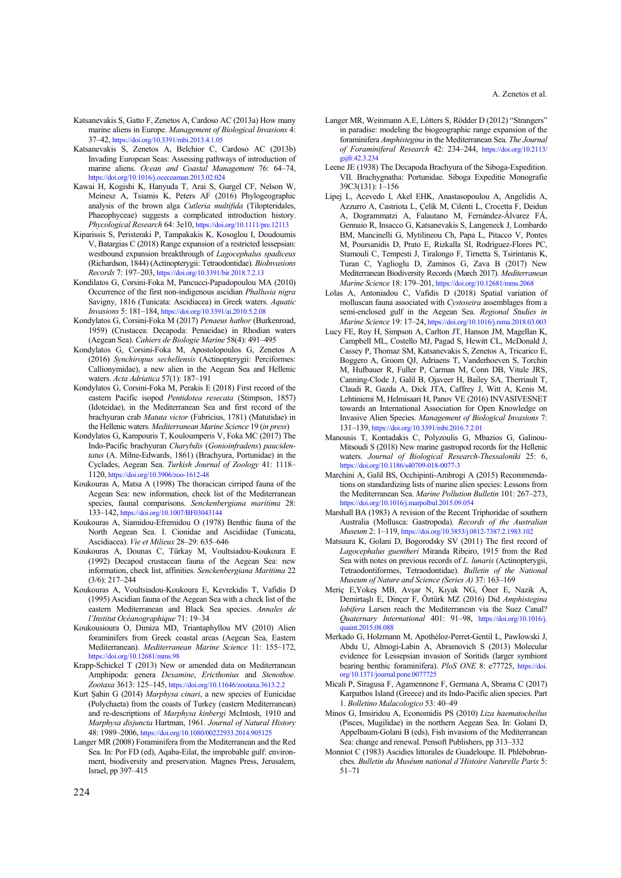Katsanevakis S, Gatto F, Zenetos A, Cardoso AC (2013a) How many marine aliens in Europe. *Management of Biological Invasions* 4: 37–42, https://doi.org/10.3391/mbi.2013.4.1.05

Katsanevakis S, Zenetos A, Belchior C, Cardoso AC (2013b) Invading European Seas: Assessing pathways of introduction of marine aliens. *Ocean and Coastal Management* 76: 64–74, https://doi.org/10.1016/j.ocecoaman.2013.02.024

Kawai H, Kogishi K, Hanyuda T, Arai S, Gurgel CF, Nelson W, Meinesz A, Tsiamis K, Peters AF (2016) Phylogeographic analysis of the brown alga *Cutleria multifida* (Tilopteridales, Phaeophyceae) suggests a complicated introduction history. *Phycological Research* 64: 3e10, https://doi.org/10.1111/pre.12113

Kiparissis S, Peristeraki P, Tampakakis K, Kosoglou I, Doudoumis V, Batargias C (2018) Range expansion of a restricted lessepsian: westbound expansion breakthrough of *Lagocephalus spadiceus* (Richardson, 1844) (Actinopterygii: Tetraodontidae). *BioInvasions Records* 7: 197–203, https://doi.org/10.3391/bir.2018.7.2.13

Kondilatos G, Corsini-Foka M, Pancucci-Papadopoulou MA (2010) Occurrence of the first non-indigenous ascidian *Phallusia nigra* Savigny, 1816 (Tunicata: Ascidiacea) in Greek waters. *Aquatic Invasions* 5: 181–184, https://doi.org/10.3391/ai.2010.5.2.08

Kondylatos G, Corsini-Foka M (2017) *Penaeus hathor* (Burkenroad, 1959) (Crustacea: Decapoda: Penaeidae) in Rhodian waters (Aegean Sea). *Cahiers de Biologie Marine* 58(4): 491–495

Kondylatos G, Corsini-Foka M, Apostolopoulos G, Zenetos A (2016) *Synchiropus sechellensis* (Actinopterygii: Perciformes: Callionymidae), a new alien in the Aegean Sea and Hellenic waters. *Acta Adriatica* 57(1): 187–191

Kondylatos G, Corsini-Foka M, Perakis E (2018) First record of the eastern Pacific isopod *Pentidotea resecata* (Stimpson, 1857) (Idoteidae), in the Mediterranean Sea and first record of the brachyuran crab *Matuta victor* (Fabricius, 1781) (Matutidae) in the Hellenic waters. *Mediterranean Marine Science* 19 (*in press*)

Kondylatos G, Kampouris T, Kouloumperis V, Foka MC (2017) The Indo-Pacific brachyuran *Charybdis* (*Gonioinfradens*) *paucidentatus* (A. Milne-Edwards, 1861) (Brachyura, Portunidae) in the Cyclades, Aegean Sea. *Turkish Journal of Zoology* 41: 1118–1120, https://doi.org/10.3906/zoo-1612-48

Koukouras A, Matsa A (1998) The thoracican cirriped fauna of the Aegean Sea: new information, check list of the Mediterranean species, faunal comparisons. *Senckenbergiana maritima* 28: 133–142, https://doi.org/10.1007/BF03043144

Koukouras A, Siamidou-Efremidou O (1978) Benthic fauna of the North Aegean Sea. I. Cionidae and Ascidiidae (Tunicata, Ascidiacea). *Vie et Milieux* 28–29: 635–646

Koukouras A, Dounas C, Türkay M, Voultsiadou-Koukoura E (1992) Decapod crustacean fauna of the Aegean Sea: new information, check list, affinities. *Senckenbergiana Maritima* 22 (3/6): 217–244

Koukouras A, Voultsiadou-Koukoura E, Kevrekidis T, Vafidis D (1995) Ascidian fauna of the Aegean Sea with a check list of the eastern Mediterranean and Black Sea species. *Annales de l'Institut Océanographique* 71: 19–34

Koukousioura O, Dimiza MD, Triantaphyllou MV (2010) Alien foraminifers from Greek coastal areas (Aegean Sea, Eastern Mediterranean). *Mediterranean Marine Science* 11: 155–172, https://doi.org/10.12681/mms.98

Krapp-Schickel T (2013) New or amended data on Mediterranean Amphipoda: genera *Dexamine*, *Ericthonius* and *Stenothoe*. *Zootaxa* 3613: 125–145, https://doi.org/10.11646/zootaxa.3613.2.2

Kurt Şahin G (2014) *Marphysa cinari*, a new species of Eunicidae (Polychaeta) from the coasts of Turkey (eastern Mediterranean) and re-descriptions of *Marphysa kinbergi* McIntosh, 1910 and *Marphysa disjuncta* Hartman, 1961. *Journal of Natural History* 48: 1989–2006, https://doi.org/10.1080/00222933.2014.905125

Langer MR (2008) Foraminifera from the Mediterranean and the Red Sea. In: Por FD (ed), Aqaba-Eilat, the improbable gulf: environment, biodiversity and preservation. Magnes Press, Jerusalem, Israel, pp 397–415

Langer MR, Weinmann A.E, Lötters S, Rödder D (2012) "Strangers" in paradise: modeling the biogeographic range expansion of the foraminifera *Amphistegina* in the Mediterranean Sea. *The Journal of Foraminiferal Research* 42: 234–244, https://doi.org/10.2113/gsjfr.42.3.234

Leene JE (1938) The Decapoda Brachyura of the Siboga-Expedition. VII. Brachygnatha: Portunidae. Siboga Expeditie Monografie 39C3(131): 1–156

Lipej L, Acevedo I, Akel EHK, Anastasopoulou A, Angelidis A, Azzurro A, Castriota L, Çelik M, Cilenti L, Crocetta F, Deidun A, Dogrammatzi A, Falautano M, Fernández-Álvarez FÁ, Gennaio R, Insacco G, Katsanevakis S, Langeneck J, Lombardo BM, Mancinelli G, Mytilineou Ch, Papa L, Pitacco V, Pontes M, Poursanidis D, Prato E, Rizkalla SI, Rodríguez-Flores PC, Stamouli C, Tempesti J, Tiralongo F, Tirnetta S, Tsirintanis K, Turan C, Yaglioglu D, Zaminos G, Zava B (2017) New Mediterranean Biodiversity Records (March 2017). *Mediterranean Marine Science* 18: 179–201, https://doi.org/10.12681/mms.2068

Lolas A, Antoniadou C, Vafidis D (2018) Spatial variation of molluscan fauna associated with *Cystoseira* assemblages from a semi-enclosed gulf in the Aegean Sea. *Regional Studies in Marine Science* 19: 17–24, https://doi.org/10.1016/j.rsma.2018.03.003

Lucy FE, Roy H, Simpson A, Carlton JT, Hanson JM, Magellan K, Campbell ML, Costello MJ, Pagad S, Hewitt CL, McDonald J, Cassey P, Thomaz SM, Katsanevakis S, Zenetos A, Tricarico E, Boggero A, Groom QJ, Adriaens T, Vanderhoeven S, Torchin M, Hufbauer R, Fuller P, Carman M, Conn DB, Vitule JRS, Canning-Clode J, Galil B, Ojaveer H, Bailey SA, Therriault T, Claudi R, Gazda A, Dick JTA, Caffrey J, Witt A, Kenis M, Lehtiniemi M, Helmisaari H, Panov VE (2016) INVASIVESNET towards an International Association for Open Knowledge on Invasive Alien Species. *Management of Biological Invasions* 7: 131–139, https://doi.org/10.3391/mbi.2016.7.2.01

Manousis T, Kontadakis C, Polyzoulis G, Mbazios G, Galinou-Mitsoudi S (2018) New marine gastropod records for the Hellenic waters. *Journal of Biological Research-Thessaloniki* 25: 6, https://doi.org/10.1186/s40709-018-0077-3

Marchini A, Galil BS, Occhipinti-Ambrogi A (2015) Recommendations on standardizing lists of marine alien species: Lessons from the Mediterranean Sea. *Marine Pollution Bulletin* 101: 267–273, https://doi.org/10.1016/j.marpolbul.2015.09.054

Marshall BA (1983) A revision of the Recent Triphoridae of southern Australia (Mollusca: Gastropoda). *Records of the Australian Museum* 2: 1–119, https://doi.org/10.3853/j.0812-7387.2.1983.102

Matsuura K, Golani D, Bogorodsky SV (2011) The first record of *Lagocephalus guentheri* Miranda Ribeiro, 1915 from the Red Sea with notes on previous records of *L. lunaris* (Actinopterygii, Tetraodontiformes, Tetraodontidae). *Bulletin of the National Museum of Nature and Science (Series A)* 37: 163–169

Meriç E,Yokeş MB, Avşar N, Kıyak NG, Öner E, Nazik A, Demirtaşlı E, Dinçer F, Öztürk MZ (2016) Did *Amphistegina lobifera* Larsen reach the Mediterranean via the Suez Canal? *Quaternary International* 401: 91–98, https://doi.org/10.1016/j.quaint.2015.08.088

Merkado G, Holzmann M, Apothéloz-Perret-Gentil L, Pawlowski J, Abdu U, Almogi-Labin A, Abramovich S (2013) Molecular evidence for Lessepsian invasion of Soritids (larger symbiont bearing benthic foraminifera). *PloS ONE* 8: e77725, https://doi.org/10.1371/journal.pone.0077725

Micali P, Siragusa F, Agamennone F, Germana A, Sbrama C (2017) Karpathos Island (Greece) and its Indo-Pacific alien species. Part 1. *Bolletino Malacologico* 53: 40–49

Minos G, Imsiridou A, Economidis PS (2010) *Liza haematocheilus* (Pisces, Mugilidae) in the northern Aegean Sea. In: Golani D, Appelbaum-Golani B (eds), Fish invasions of the Mediterranean Sea: change and renewal. Pensoft Publishers, pp 313–332

Monniot C (1983) Ascidies littorales de Guadeloupe. II. Phlébobranches. *Bulletin du Muséum national d'Histoire Naturelle Paris* 5: 51–71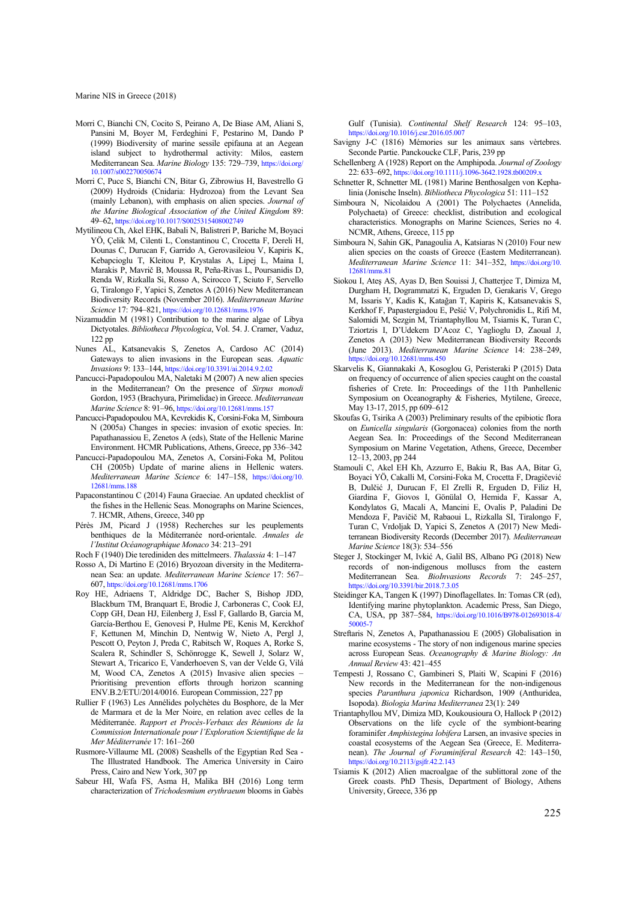Morri C, Bianchi CN, Cocito S, Peirano A, De Biase AM, Aliani S, Pansini M, Boyer M, Ferdeghini F, Pestarino M, Dando P (1999) Biodiversity of marine sessile epifauna at an Aegean island subject to hydrothermal activity: Milos, eastern Mediterranean Sea. *Marine Biology* 135: 729–739, https://doi.org/10.1007/s002270050674

Morri C, Puce S, Bianchi CN, Bitar G, Zibrowius H, Bavestrello G (2009) Hydroids (Cnidaria: Hydrozoa) from the Levant Sea (mainly Lebanon), with emphasis on alien species. *Journal of the Marine Biological Association of the United Kingdom* 89: 49–62, https://doi.org/10.1017/S0025315408002749

Mytilineou Ch, Akel EHK, Babali N, Balistreri P, Bariche M, Boyaci YÖ, Çelik M, Cilenti L, Constantinou C, Crocetta F, Dereli H, Dounas C, Durucan F, Garrido A, Gerovasileiou V, Kapiris K, Kebapcioglu T, Kleitou P, Krystalas A, Lipej L, Maina I, Marakis P, Mavrič B, Moussa R, Peña-Rivas L, Poursanidis D, Renda W, Rizkalla Si, Rosso A, Scirocco T, Sciuto F, Servello G, Tiralongo F, Yapici S, Zenetos A (2016) New Mediterranean Biodiversity Records (November 2016). *Mediterranean Marine Science* 17: 794–821, https://doi.org/10.12681/mms.1976

Nizamuddin M (1981) Contribution to the marine algae of Libya Dictyotales. *Bibliotheca Phycologica*, Vol. 54. J. Cramer, Vaduz, 122 pp

Nunes AL, Katsanevakis S, Zenetos A, Cardoso AC (2014) Gateways to alien invasions in the European seas. *Aquatic Invasions* 9: 133–144, https://doi.org/10.3391/ai.2014.9.2.02

Pancucci-Papadopoulou MA, Naletaki M (2007) A new alien species in the Mediterranean? On the presence of *Sirpus monodi* Gordon, 1953 (Brachyura, Pirimelidae) in Greece. *Mediterranean Marine Science* 8: 91–96, https://doi.org/10.12681/mms.157

Pancucci-Papadopoulou MA, Kevrekidis K, Corsini-Foka M, Simboura N (2005a) Changes in species: invasion of exotic species. In: Papathanassiou E, Zenetos A (eds), State of the Hellenic Marine Environment. HCMR Publications, Athens, Greece, pp 336–342

Pancucci-Papadopoulou MA, Zenetos A, Corsini-Foka M, Politou CH (2005b) Update of marine aliens in Hellenic waters. *Mediterranean Marine Science* 6: 147–158, https://doi.org/10.12681/mms.188

Papaconstantinou C (2014) Fauna Graeciae. An updated checklist of the fishes in the Hellenic Seas. Monographs on Marine Sciences, 7. HCMR, Athens, Greece, 340 pp

Pérès JM, Picard J (1958) Recherches sur les peuplements benthiques de la Méditerranée nord-orientale. *Annales de l'Institut Océanographique Monaco* 34: 213–291

Roch F (1940) Die terediniden des mittelmeers. *Thalassia* 4: 1–147

Rosso A, Di Martino E (2016) Bryozoan diversity in the Mediterranean Sea: an update. *Mediterranean Marine Science* 17: 567–607, https://doi.org/10.12681/mms.1706

Roy HE, Adriaens T, Aldridge DC, Bacher S, Bishop JDD, Blackburn TM, Branquart E, Brodie J, Carboneras C, Cook EJ, Copp GH, Dean HJ, Eilenberg J, Essl F, Gallardo B, Garcia M, García-Berthou E, Genovesi P, Hulme PE, Kenis M, Kerckhof F, Kettunen M, Minchin D, Nentwig W, Nieto A, Pergl J, Pescott O, Peyton J, Preda C, Rabitsch W, Roques A, Rorke S, Scalera R, Schindler S, Schönrogge K, Sewell J, Solarz W, Stewart A, Tricarico E, Vanderhoeven S, van der Velde G, Vilá M, Wood CA, Zenetos A (2015) Invasive alien species – Prioritising prevention efforts through horizon scanning ENV.B.2/ETU/2014/0016. European Commission, 227 pp

Rullier F (1963) Les Annélides polychètes du Bosphore, de la Mer de Marmara et de la Mer Noire, en relation avec celles de la Méditerranée. *Rapport et Procès-Verbaux des Réunions de la Commission Internationale pour l'Exploration Scientifique de la Mer Méditerranée* 17: 161–260

Rusmore-Villaume ML (2008) Seashells of the Egyptian Red Sea - The Illustrated Handbook. The America University in Cairo Press, Cairo and New York, 307 pp

Sabeur HI, Wafa FS, Asma H, Malika BH (2016) Long term characterization of *Trichodesmium erythraeum* blooms in Gabès Gulf (Tunisia). *Continental Shelf Research* 124: 95–103, https://doi.org/10.1016/j.csr.2016.05.007

Savigny J-C (1816) Mémories sur les animaux sans vèrtebres. Seconde Partie. Panckoucke CLF, Paris, 239 pp

Schellenberg A (1928) Report on the Amphipoda. *Journal of Zoology* 22: 633–692, https://doi.org/10.1111/j.1096-3642.1928.tb00209.x

Schnetter R, Schnetter ML (1981) Marine Benthosalgen von Kephalinia (Jonische Inseln). *Bibliotheca Phycologica* 51: 111–152

Simboura N, Nicolaidou A (2001) The Polychaetes (Annelida, Polychaeta) of Greece: checklist, distribution and ecological characteristics. Monographs on Marine Sciences, Series no 4. NCMR, Athens, Greece, 115 pp

Simboura N, Sahin GK, Panagoulia A, Katsiaras N (2010) Four new alien species on the coasts of Greece (Eastern Mediterranean). *Mediterranean Marine Science* 11: 341–352, https://doi.org/10.12681/mms.81

Siokou I, Ateş AS, Ayas D, Ben Souissi J, Chatterjee T, Dimiza M, Durgham H, Dogrammatzi K, Erguden D, Gerakaris V, Grego M, Issaris Y, Kadis K, Katağan T, Kapiris K, Katsanevakis S, Kerkhof F, Papastergiadou E, Pešić V, Polychronidis L, Rifi M, Salomidi M, Sezgin M, Triantaphyllou M, Tsiamis K, Turan C, Tziortzis I, D'Udekem D'Acoz C, Yaglioglu D, Zaouali J, Zenetos A (2013) New Mediterranean Biodiversity Records (June 2013). *Mediterranean Marine Science* 14: 238–249, https://doi.org/10.12681/mms.450

Skarvelis K, Giannakaki A, Kosoglou G, Peristeraki P (2015) Data on frequency of occurrence of alien species caught on the coastal fisheries of Crete. In: Proceedings of the 11th Panhellenic Symposium on Oceanography & Fisheries, Mytilene, Greece, May 13-17, 2015, pp 609–612

Skoufas G, Tsirika A (2003) Preliminary results of the epibiotic flora on *Eunicella singularis* (Gorgonacea) colonies from the north Aegean Sea. In: Proceedings of the Second Mediterranean Symposium on Marine Vegetation, Athens, Greece, December 12–13, 2003, pp 244

Stamouli C, Akel EH Kh, Azzurro E, Bakiu R, Bas AA, Bitar G, Boyaci YÖ, Cakalli M, Corsini-Foka M, Crocetta F, Dragičević B, Dulčić J, Durucan F, El Zrelli R, Erguden D, Filiz H, Giardina F, Giovos I, Gönülal O, Hemida F, Kassar A, Kondylatos G, Macali A, Mancini E, Ovalis P, Paladini De Mendoza F, Pavičič M, Rabaoui L, Rizkalla SI, Tiralongo F, Turan C, Vrdoljak D, Yapici S, Zenetos A (2017) New Mediterranean Biodiversity Records (December 2017). *Mediterranean Marine Science* 18(3): 534–556

Steger J, Stockinger M, Ivkić A, Galil BS, Albano PG (2018) New records of non-indigenous molluscs from the eastern Mediterranean Sea. *BioInvasions Records* 7: 245–257, https://doi.org/10.3391/bir.2018.7.3.05

Steidinger KA, Tangen K (1997) Dinoflagellates. In: Tomas CR (ed), Identifying marine phytoplankton. Academic Press, San Diego, CA, USA, pp 387–584, https://doi.org/10.1016/B978-012693018-4/50005-7

Streftaris N, Zenetos A, Papathanassiou E (2005) Globalisation in marine ecosystems - The story of non indigenous marine species across European Seas. *Oceanography & Marine Biology: An Annual Review* 43: 421–455

Tempesti J, Rossano C, Gambineri S, Plaiti W, Scapini F (2016) New records in the Mediterranean for the non-indigenous species *Paranthura japonica* Richardson, 1909 (Anthuridea, Isopoda). *Biologia Marina Mediterranea* 23(1): 249

Triantaphyllou MV, Dimiza MD, Koukousioura O, Hallock P (2012) Observations on the life cycle of the symbiont-bearing foraminifer *Amphistegina lobifera* Larsen, an invasive species in coastal ecosystems of the Aegean Sea (Greece, E. Mediterranean). *The Journal of Foraminiferal Research* 42: 143–150, https://doi.org/10.2113/gsjfr.42.2.143

Tsiamis K (2012) Alien macroalgae of the sublittoral zone of the Greek coasts. PhD Thesis, Department of Biology, Athens University, Greece, 336 pp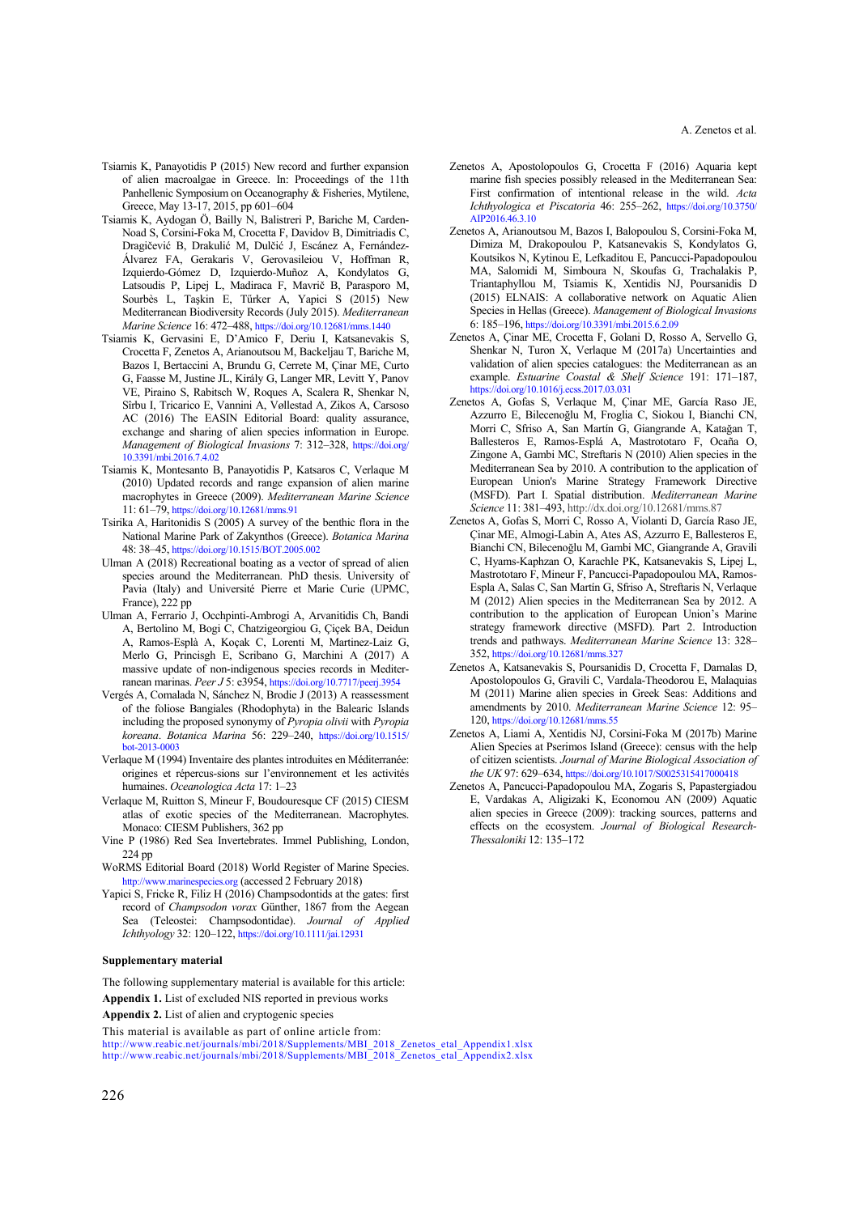Tsiamis K, Panayotidis P (2015) New record and further expansion of alien macroalgae in Greece. In: Proceedings of the 11th Panhellenic Symposium on Oceanography & Fisheries, Mytilene, Greece, May 13-17, 2015, pp 601–604

Tsiamis K, Aydogan Ö, Bailly N, Balistreri P, Bariche M, Carden-Noad S, Corsini-Foka M, Crocetta F, Davidov B, Dimitriadis C, Dragičević B, Drakulić M, Dulčić J, Escánez A, Fernández-Álvarez FA, Gerakaris V, Gerovasileiou V, Hoffman R, Izquierdo-Gómez D, Izquierdo-Muñoz A, Kondylatos G, Latsoudis P, Lipej L, Madiraca F, Mavrič B, Parasporo M, Sourbès L, Taşkin E, Türker A, Yapici S (2015) New Mediterranean Biodiversity Records (July 2015). *Mediterranean Marine Science* 16: 472–488, https://doi.org/10.12681/mms.1440

Tsiamis K, Gervasini E, D'Amico F, Deriu I, Katsanevakis S, Crocetta F, Zenetos A, Arianoutsou M, Backeljau T, Bariche M, Bazos I, Bertaccini A, Brundu G, Cerrete M, Çinar ME, Curto G, Faasse M, Justine JL, Király G, Langer MR, Levitt Y, Panov VE, Piraino S, Rabitsch W, Roques A, Scalera R, Shenkar N, Sîrbu I, Tricarico E, Vannini A, Vøllestad A, Zikos A, Carsoso AC (2016) The EASIN Editorial Board: quality assurance, exchange and sharing of alien species information in Europe. *Management of Biological Invasions* 7: 312–328, https://doi.org/10.3391/mbi.2016.7.4.02

Tsiamis K, Montesanto B, Panayotidis P, Katsaros C, Verlaque M (2010) Updated records and range expansion of alien marine macrophytes in Greece (2009). *Mediterranean Marine Science* 11: 61–79, https://doi.org/10.12681/mms.91

Tsirika A, Haritonidis S (2005) A survey of the benthic flora in the National Marine Park of Zakynthos (Greece). *Botanica Marina* 48: 38–45, https://doi.org/10.1515/BOT.2005.002

Ulman A (2018) Recreational boating as a vector of spread of alien species around the Mediterranean. University of Pavia (Italy) and Université Pierre et Marie Curie (UPMC, France), 222 pp

Ulman A, Ferrario J, Occhpinti-Ambrogi A, Arvanitidis Ch, Bandi A, Bertolino M, Bogi C, Chatzigeorgiou G, Çiçek BA, Deidun A, Ramos-Esplà A, Koçak C, Lorenti M, Martinez-Laiz G, Merlo G, Princisgh E, Scribano G, Marchini A (2017) A massive update of non-indigenous species records in Mediterranean marinas. *Peer J* 5: e3954, https://doi.org/10.7717/peerj.3954

Vergés A, Comalada N, Sánchez N, Brodie J (2013) A reassessment of the foliose Bangiales (Rhodophyta) in the Balearic Islands including the proposed synonymy of *Pyropia olivii* with *Pyropia koreana*. *Botanica Marina* 56: 229–240, https://doi.org/10.1515/bot-2013-0003

Verlaque M (1994) Inventaire des plantes introduites en Méditerranée: origines et répercus-sions sur l'environnement et les activités humaines. *Oceanologica Acta* 17: 1–23

Verlaque M, Ruitton S, Mineur F, Boudouresque CF (2015) CIESM atlas of exotic species of the Mediterranean. Macrophytes. Monaco: CIESM Publishers, 362 pp

Vine P (1986) Red Sea Invertebrates. Immel Publishing, London, 224 pp

WoRMS Editorial Board (2018) World Register of Marine Species. http://www.marinespecies.org (accessed 2 February 2018)

Yapici S, Fricke R, Filiz H (2016) Champsodontids at the gates: first record of *Champsodon vorax* Günther, 1867 from the Aegean Sea (Teleostei: Champsodontidae). *Journal of Applied Ichthyology* 32: 120–122, https://doi.org/10.1111/jai.12931

Zenetos A, Apostolopoulos G, Crocetta F (2016) Aquaria kept marine fish species possibly released in the Mediterranean Sea: First confirmation of intentional release in the wild. *Acta Ichthyologica et Piscatoria* 46: 255–262, https://doi.org/10.3750/AIP2016.46.3.10

Zenetos A, Arianoutsou M, Bazos I, Balopoulou S, Corsini-Foka M, Dimiza M, Drakopoulou P, Katsanevakis S, Kondylatos G, Koutsikos N, Kytinou E, Lefkaditou E, Pancucci-Papadopoulou MA, Salomidi M, Simboura N, Skoufas G, Trachalakis P, Triantaphyllou M, Tsiamis K, Xentidis NJ, Poursanidis D (2015) ELNAIS: A collaborative network on Aquatic Alien Species in Hellas (Greece). *Management of Biological Invasions* 6: 185–196, https://doi.org/10.3391/mbi.2015.6.2.09

Zenetos A, Çinar ME, Crocetta F, Golani D, Rosso A, Servello G, Shenkar N, Turon X, Verlaque M (2017a) Uncertainties and validation of alien species catalogues: the Mediterranean as an example. *Estuarine Coastal & Shelf Science* 191: 171–187, https://doi.org/10.1016/j.ecss.2017.03.031

Zenetos A, Gofas S, Verlaque M, Çinar ME, García Raso JE, Azzurro E, Bilecenoğlu M, Froglia C, Siokou I, Bianchi CN, Morri C, Sfriso A, San Martín G, Giangrande A, Katağan T, Ballesteros E, Ramos-Esplá A, Mastrototaro F, Ocaña O, Zingone A, Gambi MC, Streftaris N (2010) Alien species in the Mediterranean Sea by 2010. A contribution to the application of European Union's Marine Strategy Framework Directive (MSFD). Part I. Spatial distribution. *Mediterranean Marine Science* 11: 381–493, http://dx.doi.org/10.12681/mms.87

Zenetos A, Gofas S, Morri C, Rosso A, Violanti D, García Raso JE, Çinar ME, Almogi-Labin A, Ates AS, Azzurro E, Ballesteros E, Bianchi CN, Bilecenoğlu M, Gambi MC, Giangrande A, Gravili C, Hyams-Kaphzan O, Karachle PK, Katsanevakis S, Lipej L, Mastrototaro F, Mineur F, Pancucci-Papadopoulou MA, Ramos-Espla A, Salas C, San Martín G, Sfriso A, Streftaris N, Verlaque M (2012) Alien species in the Mediterranean Sea by 2012. A contribution to the application of European Union's Marine strategy framework directive (MSFD). Part 2. Introduction trends and pathways. *Mediterranean Marine Science* 13: 328–352, https://doi.org/10.12681/mms.327

Zenetos A, Katsanevakis S, Poursanidis D, Crocetta F, Damalas D, Apostolopoulos G, Gravili C, Vardala-Theodorou E, Malaquias M (2011) Marine alien species in Greek Seas: Additions and amendments by 2010. *Mediterranean Marine Science* 12: 95–120, https://doi.org/10.12681/mms.55

Zenetos A, Liami A, Xentidis NJ, Corsini-Foka M (2017b) Marine Alien Species at Pserimos Island (Greece): census with the help of citizen scientists. *Journal of Marine Biological Association of the UK* 97: 629–634, https://doi.org/10.1017/S0025315417000418

Zenetos A, Pancucci-Papadopoulou MA, Zogaris S, Papastergiadou E, Vardakas A, Aligizaki K, Economou AN (2009) Aquatic alien species in Greece (2009): tracking sources, patterns and effects on the ecosystem. *Journal of Biological Research-Thessaloniki* 12: 135–172

## Supplementary material

The following supplementary material is available for this article:

**Appendix 1.** List of excluded NIS reported in previous works

**Appendix 2.** List of alien and cryptogenic species

This material is available as part of online article from:
http://www.reabic.net/journals/mbi/2018/Supplements/MBI_2018_Zenetos_etal_Appendix1.xlsx
http://www.reabic.net/journals/mbi/2018/Supplements/MBI_2018_Zenetos_etal_Appendix2.xlsx